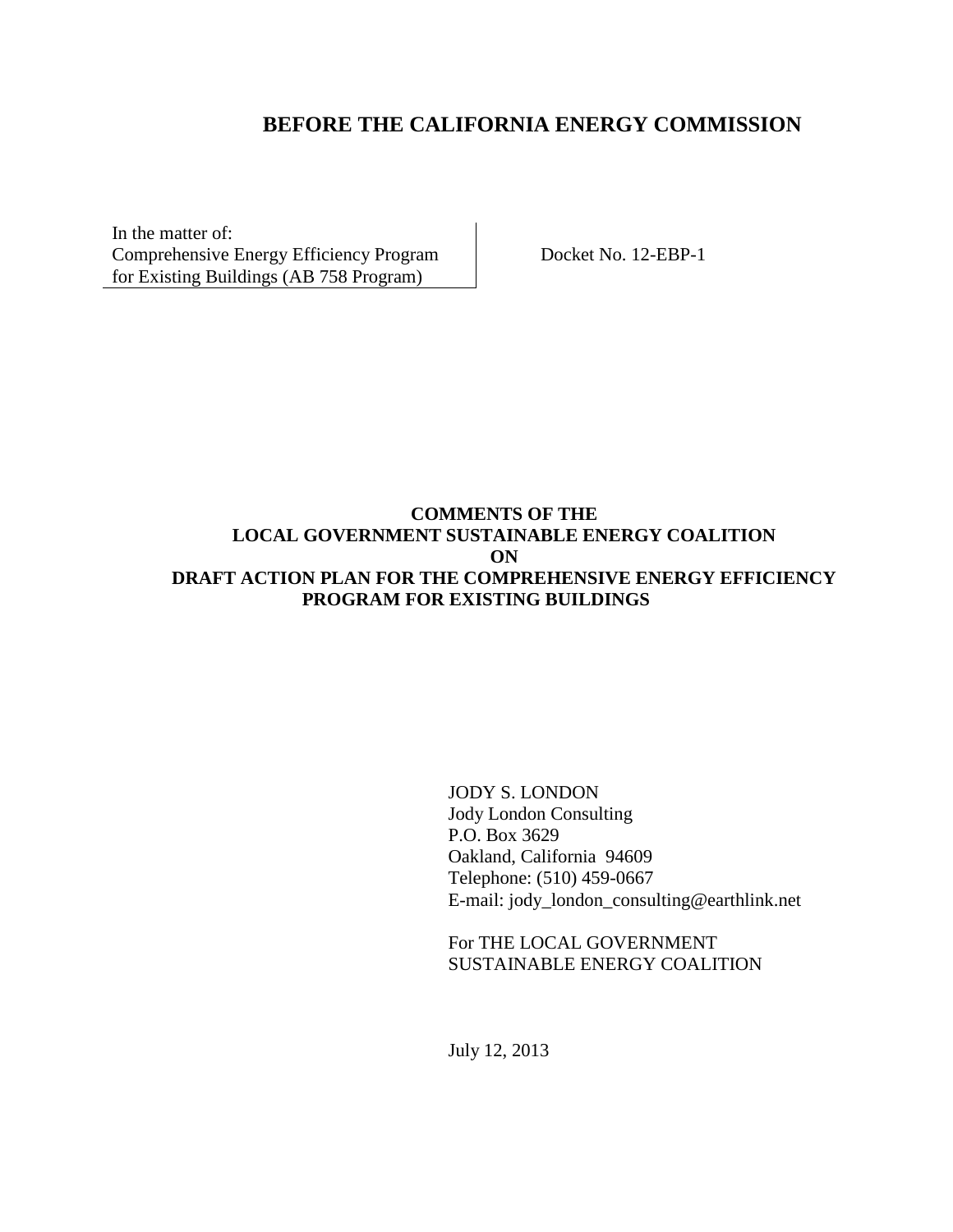# BEFORE THE CALIFORNIA ENERGY COMMISSION

| In the matter of: Comprehensive Energy Efficiency Program for Existing Buildings (AB 758 Program) | Docket No. 12-EBP-1 |
| --- | --- |

**COMMENTS OF THE
LOCAL GOVERNMENT SUSTAINABLE ENERGY COALITION
ON
DRAFT ACTION PLAN FOR THE COMPREHENSIVE ENERGY EFFICIENCY PROGRAM FOR EXISTING BUILDINGS**

JODY S. LONDON
Jody London Consulting
P.O. Box 3629
Oakland, California 94609
Telephone: (510) 459-0667
E-mail: jody_london_consulting@earthlink.net

For THE LOCAL GOVERNMENT SUSTAINABLE ENERGY COALITION

July 12, 2013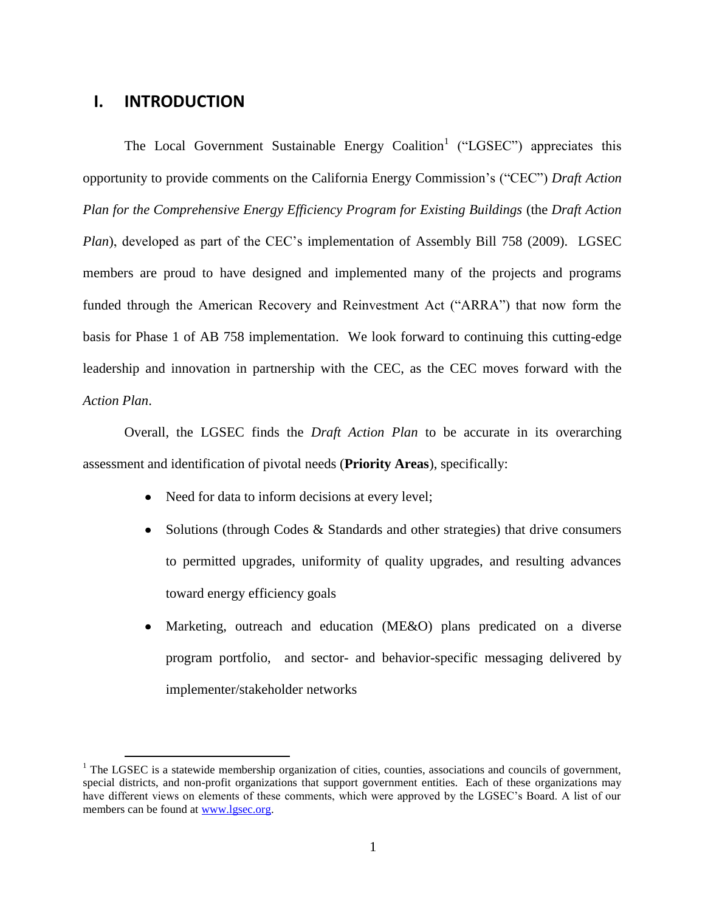# I. INTRODUCTION

The Local Government Sustainable Energy Coalition[1] ("LGSEC") appreciates this opportunity to provide comments on the California Energy Commission's ("CEC") *Draft Action Plan for the Comprehensive Energy Efficiency Program for Existing Buildings* (the *Draft Action Plan*), developed as part of the CEC's implementation of Assembly Bill 758 (2009). LGSEC members are proud to have designed and implemented many of the projects and programs funded through the American Recovery and Reinvestment Act ("ARRA") that now form the basis for Phase 1 of AB 758 implementation. We look forward to continuing this cutting-edge leadership and innovation in partnership with the CEC, as the CEC moves forward with the *Action Plan*.

Overall, the LGSEC finds the *Draft Action Plan* to be accurate in its overarching assessment and identification of pivotal needs (**Priority Areas**), specifically:

- Need for data to inform decisions at every level;
- Solutions (through Codes & Standards and other strategies) that drive consumers to permitted upgrades, uniformity of quality upgrades, and resulting advances toward energy efficiency goals
- Marketing, outreach and education (ME&O) plans predicated on a diverse program portfolio, and sector- and behavior-specific messaging delivered by implementer/stakeholder networks

[1] The LGSEC is a statewide membership organization of cities, counties, associations and councils of government, special districts, and non-profit organizations that support government entities. Each of these organizations may have different views on elements of these comments, which were approved by the LGSEC's Board. A list of our members can be found at www.lgsec.org.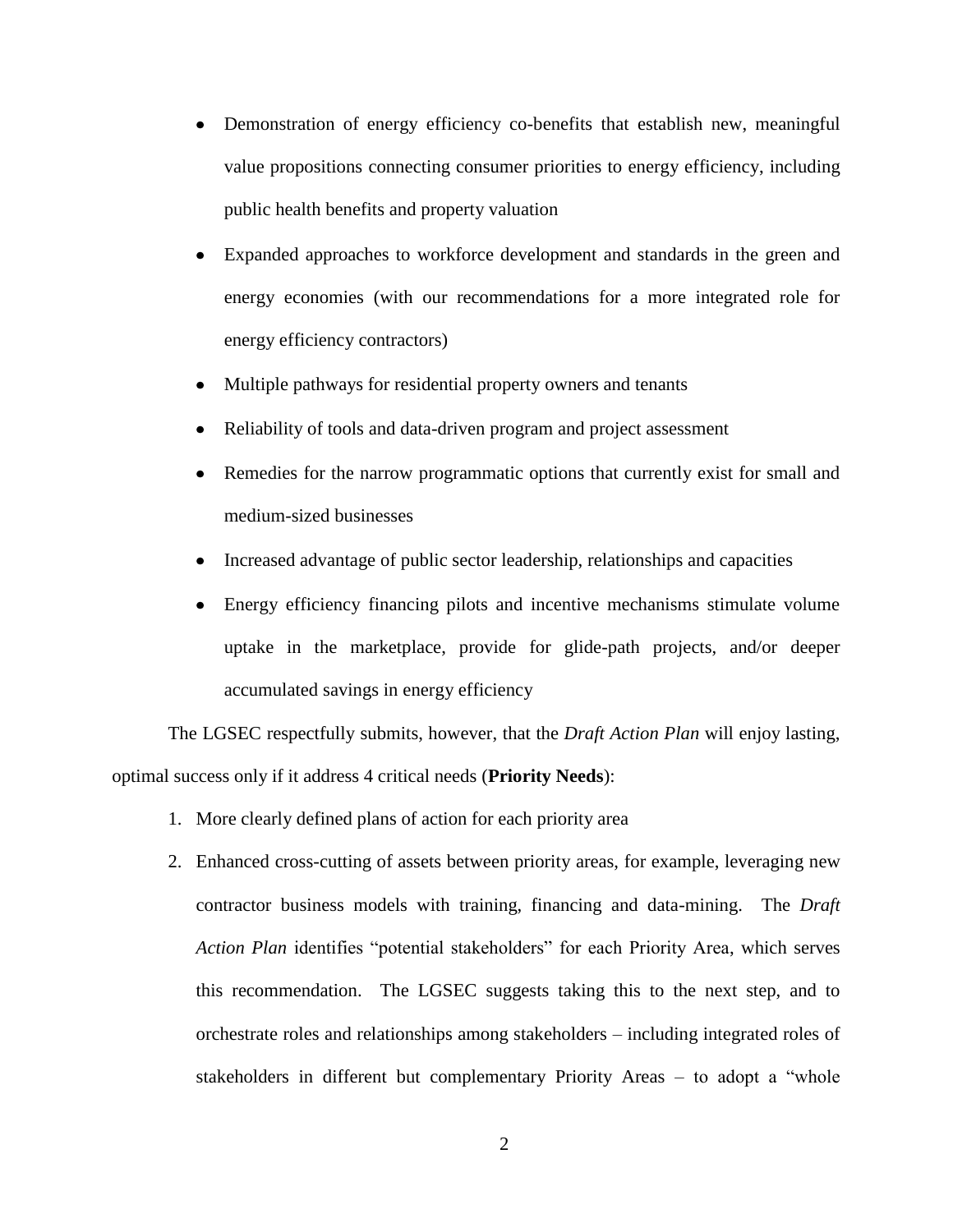- Demonstration of energy efficiency co-benefits that establish new, meaningful value propositions connecting consumer priorities to energy efficiency, including public health benefits and property valuation
- Expanded approaches to workforce development and standards in the green and energy economies (with our recommendations for a more integrated role for energy efficiency contractors)
- Multiple pathways for residential property owners and tenants
- Reliability of tools and data-driven program and project assessment
- Remedies for the narrow programmatic options that currently exist for small and medium-sized businesses
- Increased advantage of public sector leadership, relationships and capacities
- Energy efficiency financing pilots and incentive mechanisms stimulate volume uptake in the marketplace, provide for glide-path projects, and/or deeper accumulated savings in energy efficiency

The LGSEC respectfully submits, however, that the *Draft Action Plan* will enjoy lasting, optimal success only if it address 4 critical needs (**Priority Needs**):

1. More clearly defined plans of action for each priority area
2. Enhanced cross-cutting of assets between priority areas, for example, leveraging new contractor business models with training, financing and data-mining. The *Draft Action Plan* identifies "potential stakeholders" for each Priority Area, which serves this recommendation. The LGSEC suggests taking this to the next step, and to orchestrate roles and relationships among stakeholders – including integrated roles of stakeholders in different but complementary Priority Areas – to adopt a "whole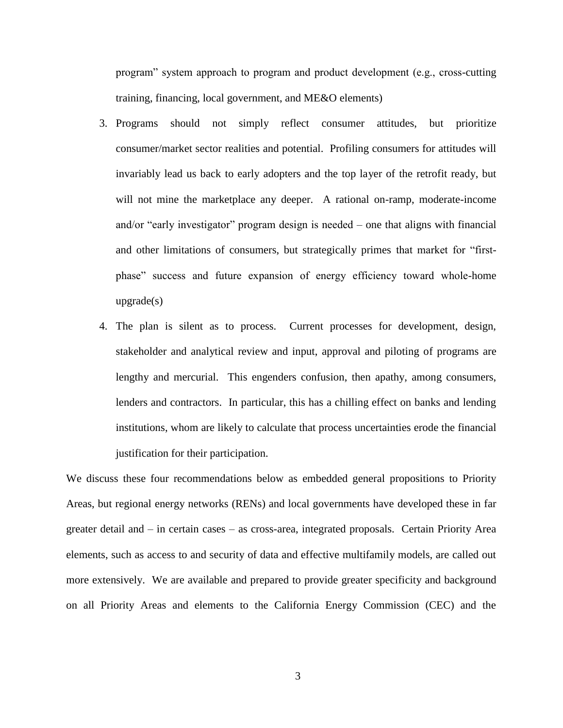program" system approach to program and product development (e.g., cross-cutting training, financing, local government, and ME&O elements)

3. Programs should not simply reflect consumer attitudes, but prioritize consumer/market sector realities and potential. Profiling consumers for attitudes will invariably lead us back to early adopters and the top layer of the retrofit ready, but will not mine the marketplace any deeper. A rational on-ramp, moderate-income and/or "early investigator" program design is needed – one that aligns with financial and other limitations of consumers, but strategically primes that market for "first-phase" success and future expansion of energy efficiency toward whole-home upgrade(s)
4. The plan is silent as to process. Current processes for development, design, stakeholder and analytical review and input, approval and piloting of programs are lengthy and mercurial. This engenders confusion, then apathy, among consumers, lenders and contractors. In particular, this has a chilling effect on banks and lending institutions, whom are likely to calculate that process uncertainties erode the financial justification for their participation.

We discuss these four recommendations below as embedded general propositions to Priority Areas, but regional energy networks (RENs) and local governments have developed these in far greater detail and – in certain cases – as cross-area, integrated proposals. Certain Priority Area elements, such as access to and security of data and effective multifamily models, are called out more extensively. We are available and prepared to provide greater specificity and background on all Priority Areas and elements to the California Energy Commission (CEC) and the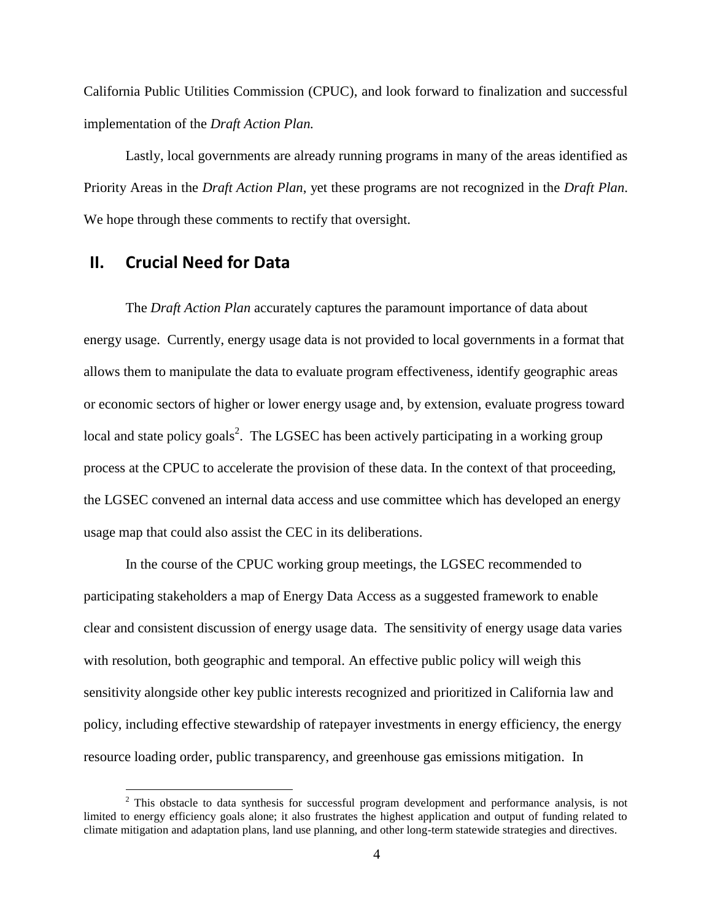California Public Utilities Commission (CPUC), and look forward to finalization and successful implementation of the *Draft Action Plan.*

Lastly, local governments are already running programs in many of the areas identified as Priority Areas in the *Draft Action Plan*, yet these programs are not recognized in the *Draft Plan*. We hope through these comments to rectify that oversight.

## II. Crucial Need for Data

The *Draft Action Plan* accurately captures the paramount importance of data about energy usage. Currently, energy usage data is not provided to local governments in a format that allows them to manipulate the data to evaluate program effectiveness, identify geographic areas or economic sectors of higher or lower energy usage and, by extension, evaluate progress toward local and state policy goals[2]. The LGSEC has been actively participating in a working group process at the CPUC to accelerate the provision of these data. In the context of that proceeding, the LGSEC convened an internal data access and use committee which has developed an energy usage map that could also assist the CEC in its deliberations.

In the course of the CPUC working group meetings, the LGSEC recommended to participating stakeholders a map of Energy Data Access as a suggested framework to enable clear and consistent discussion of energy usage data. The sensitivity of energy usage data varies with resolution, both geographic and temporal. An effective public policy will weigh this sensitivity alongside other key public interests recognized and prioritized in California law and policy, including effective stewardship of ratepayer investments in energy efficiency, the energy resource loading order, public transparency, and greenhouse gas emissions mitigation. In

[2] This obstacle to data synthesis for successful program development and performance analysis, is not limited to energy efficiency goals alone; it also frustrates the highest application and output of funding related to climate mitigation and adaptation plans, land use planning, and other long-term statewide strategies and directives.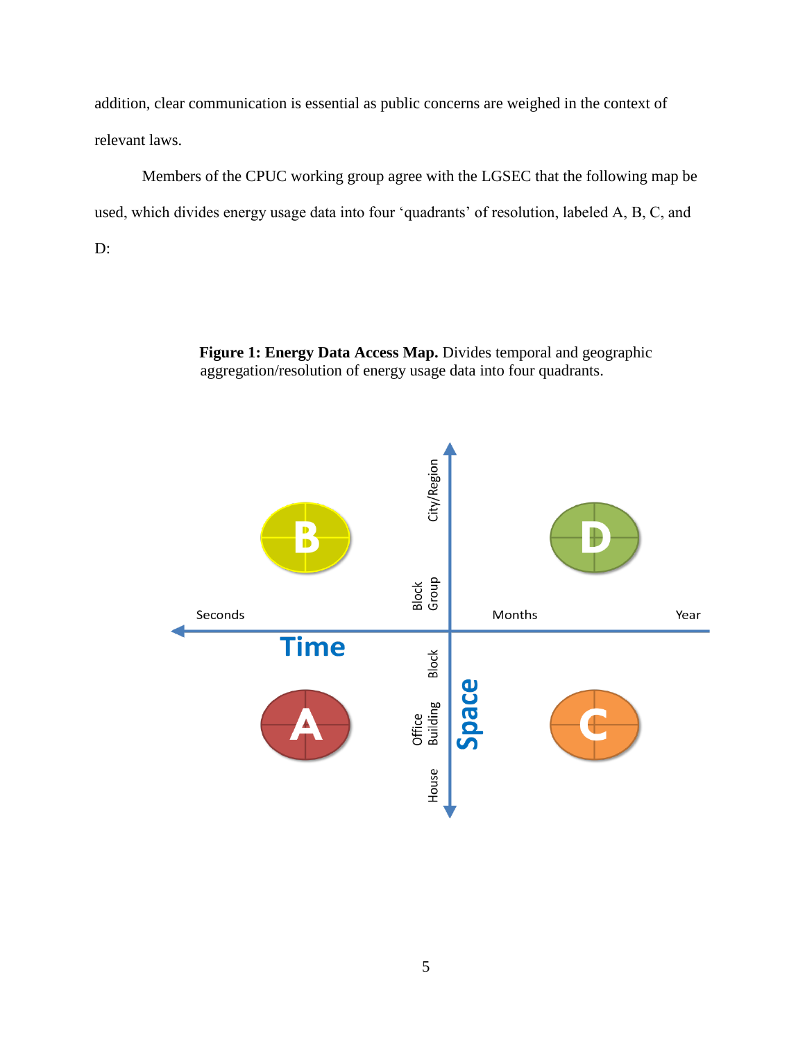addition, clear communication is essential as public concerns are weighed in the context of relevant laws.

Members of the CPUC working group agree with the LGSEC that the following map be used, which divides energy usage data into four 'quadrants' of resolution, labeled A, B, C, and D:

**Figure 1: Energy Data Access Map.** Divides temporal and geographic aggregation/resolution of energy usage data into four quadrants.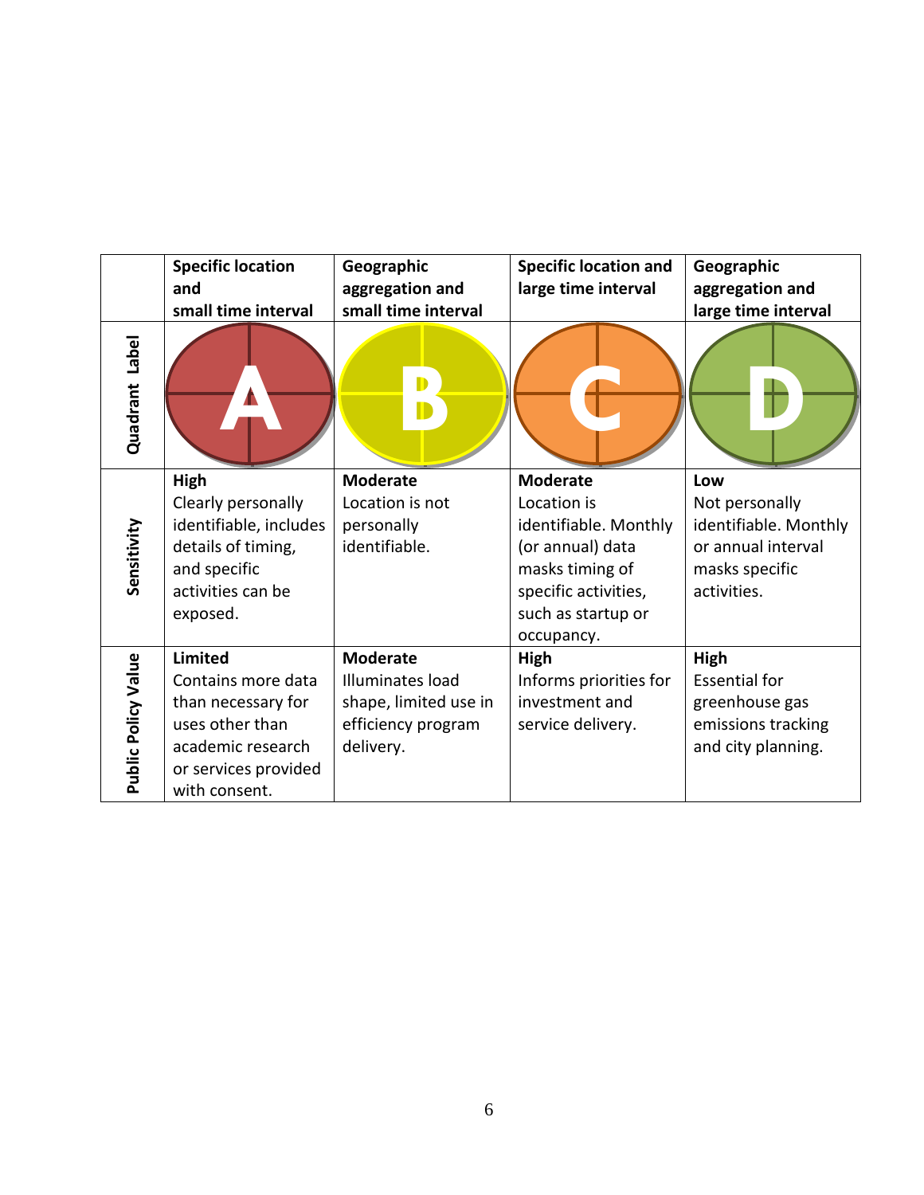| | Specific location and small time interval | Geographic aggregation and small time interval | Specific location and large time interval | Geographic aggregation and large time interval |
|---|---|---|---|---|
| **Quadrant Label** | A | B | C | D |
| **Sensitivity** | **High** Clearly personally identifiable, includes details of timing, and specific activities can be exposed. | **Moderate** Location is not personally identifiable. | **Moderate** Location is identifiable. Monthly (or annual) data masks timing of specific activities, such as startup or occupancy. | **Low** Not personally identifiable. Monthly or annual interval masks specific activities. |
| **Public Policy Value** | **Limited** Contains more data than necessary for uses other than academic research or services provided with consent. | **Moderate** Illuminates load shape, limited use in efficiency program delivery. | **High** Informs priorities for investment and service delivery. | **High** Essential for greenhouse gas emissions tracking and city planning. |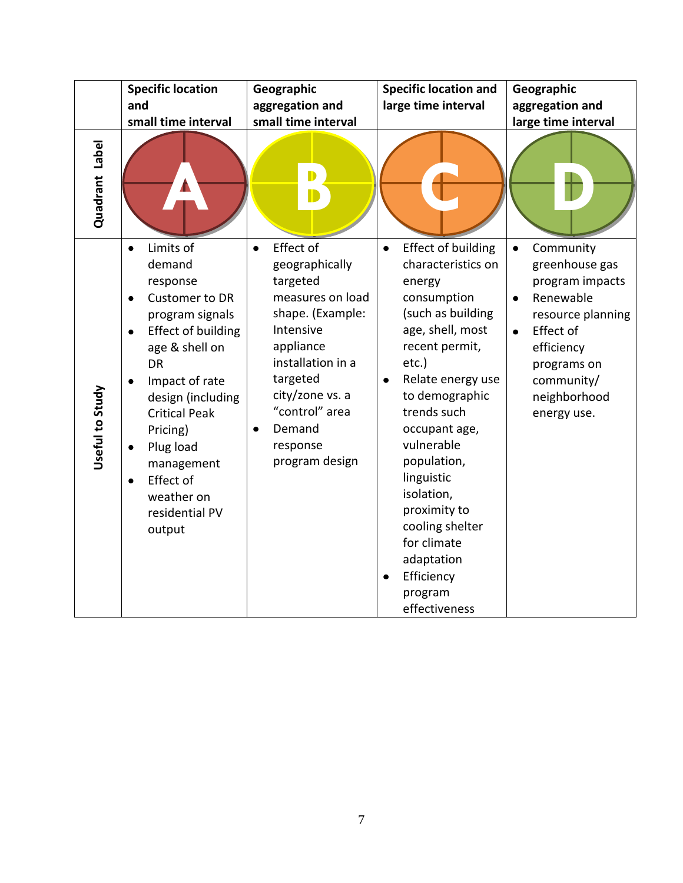| | Specific location and small time interval | Geographic aggregation and small time interval | Specific location and large time interval | Geographic aggregation and large time interval |
|---|---|---|---|---|
| **Quadrant Label** | A | B | C | D |
| **Useful to Study** | • Limits of demand response<br>• Customer to DR program signals<br>• Effect of building age & shell on DR<br>• Impact of rate design (including Critical Peak Pricing)<br>• Plug load management<br>• Effect of weather on residential PV output | • Effect of geographically targeted measures on load shape. (Example: Intensive appliance installation in a targeted city/zone vs. a "control" area<br>• Demand response program design | • Effect of building characteristics on energy consumption (such as building age, shell, most recent permit, etc.)<br>• Relate energy use to demographic trends such occupant age, vulnerable population, linguistic isolation, proximity to cooling shelter for climate adaptation<br>• Efficiency program effectiveness | • Community greenhouse gas program impacts<br>• Renewable resource planning<br>• Effect of efficiency programs on community/ neighborhood energy use. |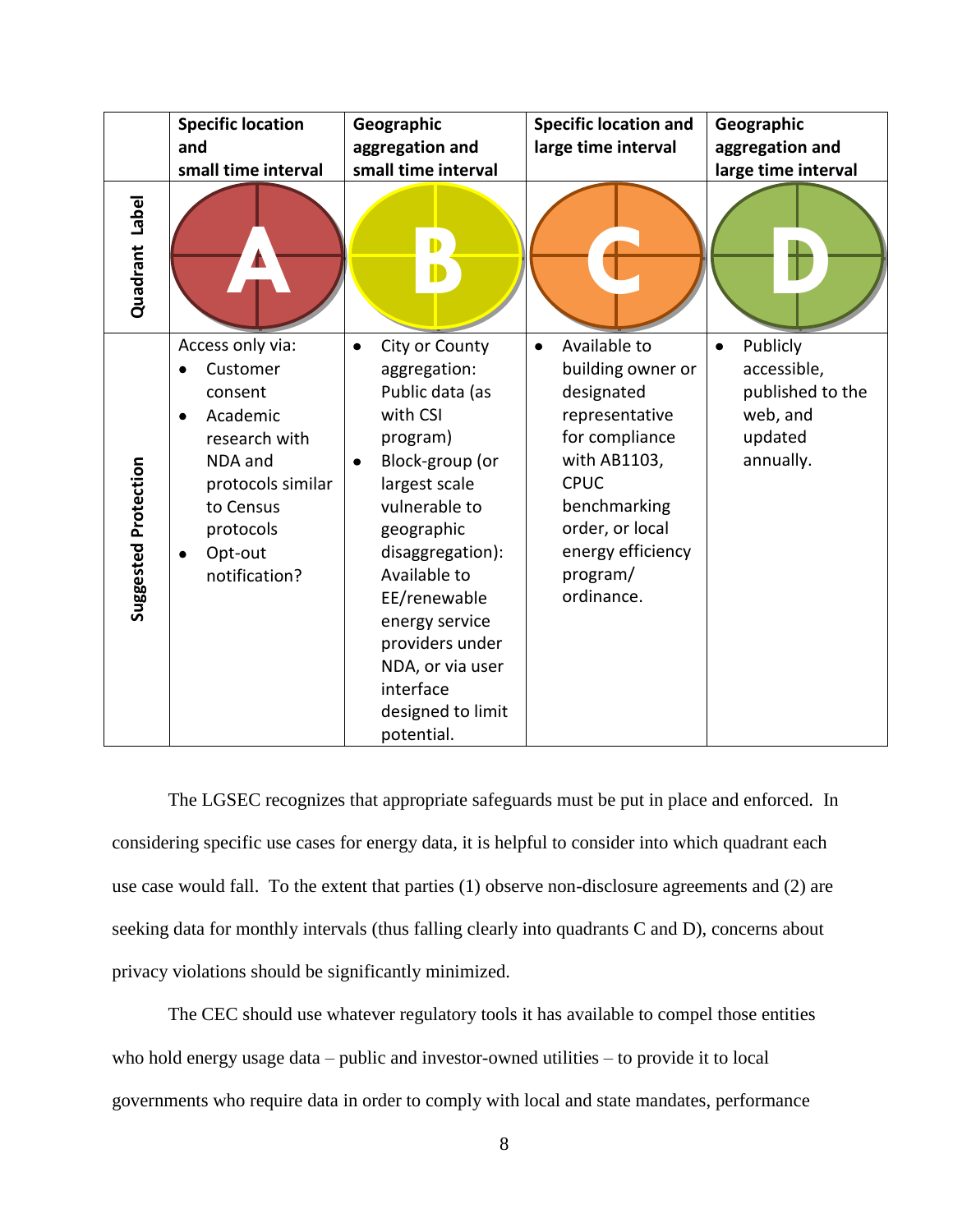| | Specific location and small time interval | Geographic aggregation and small time interval | Specific location and large time interval | Geographic aggregation and large time interval |
|---|---|---|---|---|
| **Quadrant Label** | A | B | C | D |
| **Suggested Protection** | Access only via: <br>• Customer consent <br>• Academic research with NDA and protocols similar to Census protocols <br>• Opt-out notification? | • City or County aggregation: Public data (as with CSI program) <br>• Block-group (or largest scale vulnerable to geographic disaggregation): Available to EE/renewable energy service providers under NDA, or via user interface designed to limit potential. | • Available to building owner or designated representative for compliance with AB1103, CPUC benchmarking order, or local energy efficiency program/ ordinance. | • Publicly accessible, published to the web, and updated annually. |

The LGSEC recognizes that appropriate safeguards must be put in place and enforced. In considering specific use cases for energy data, it is helpful to consider into which quadrant each use case would fall. To the extent that parties (1) observe non-disclosure agreements and (2) are seeking data for monthly intervals (thus falling clearly into quadrants C and D), concerns about privacy violations should be significantly minimized.

The CEC should use whatever regulatory tools it has available to compel those entities who hold energy usage data – public and investor-owned utilities – to provide it to local governments who require data in order to comply with local and state mandates, performance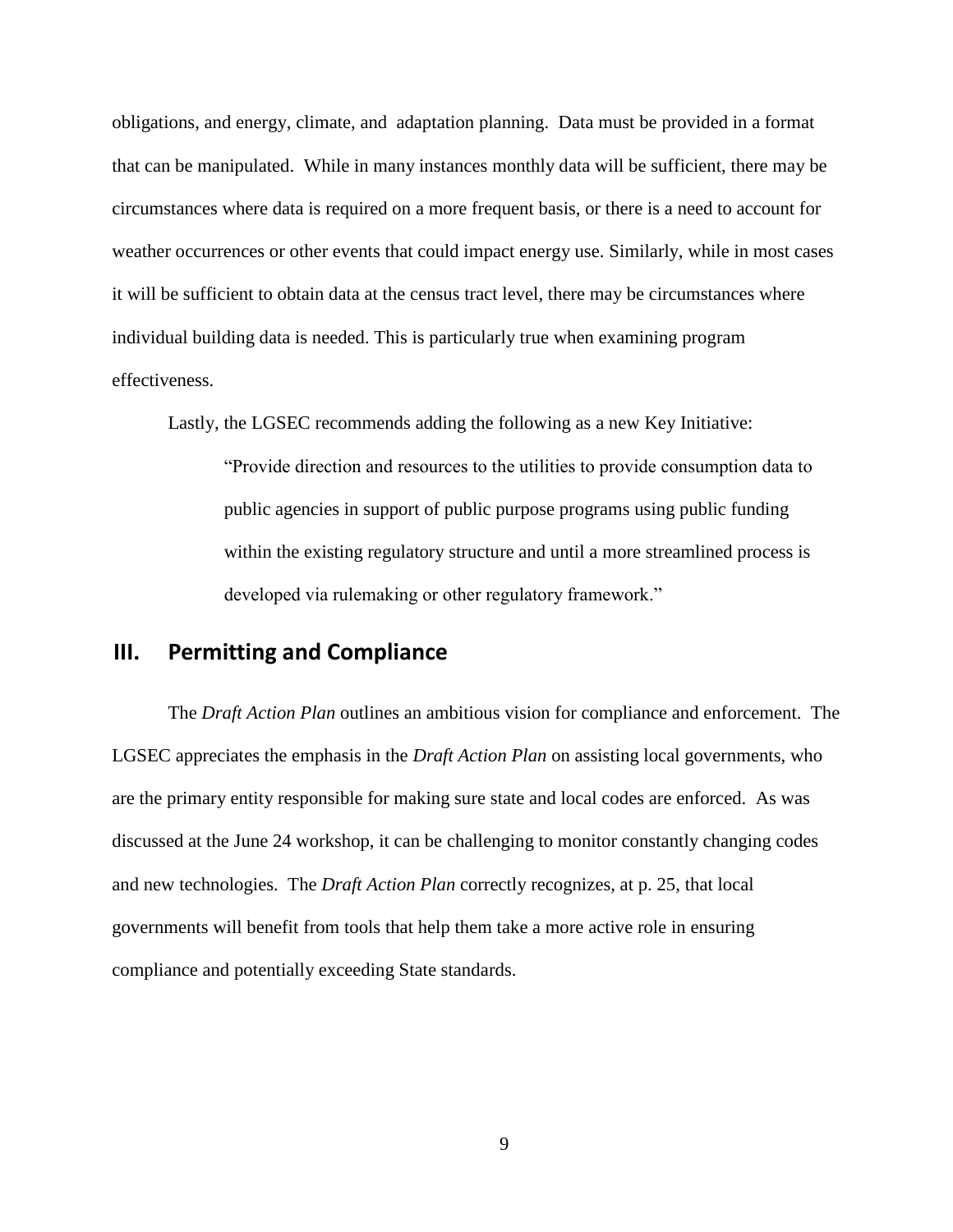obligations, and energy, climate, and adaptation planning. Data must be provided in a format that can be manipulated. While in many instances monthly data will be sufficient, there may be circumstances where data is required on a more frequent basis, or there is a need to account for weather occurrences or other events that could impact energy use. Similarly, while in most cases it will be sufficient to obtain data at the census tract level, there may be circumstances where individual building data is needed. This is particularly true when examining program effectiveness.

Lastly, the LGSEC recommends adding the following as a new Key Initiative:

> "Provide direction and resources to the utilities to provide consumption data to public agencies in support of public purpose programs using public funding within the existing regulatory structure and until a more streamlined process is developed via rulemaking or other regulatory framework."

## III. Permitting and Compliance

The *Draft Action Plan* outlines an ambitious vision for compliance and enforcement. The LGSEC appreciates the emphasis in the *Draft Action Plan* on assisting local governments, who are the primary entity responsible for making sure state and local codes are enforced. As was discussed at the June 24 workshop, it can be challenging to monitor constantly changing codes and new technologies. The *Draft Action Plan* correctly recognizes, at p. 25, that local governments will benefit from tools that help them take a more active role in ensuring compliance and potentially exceeding State standards.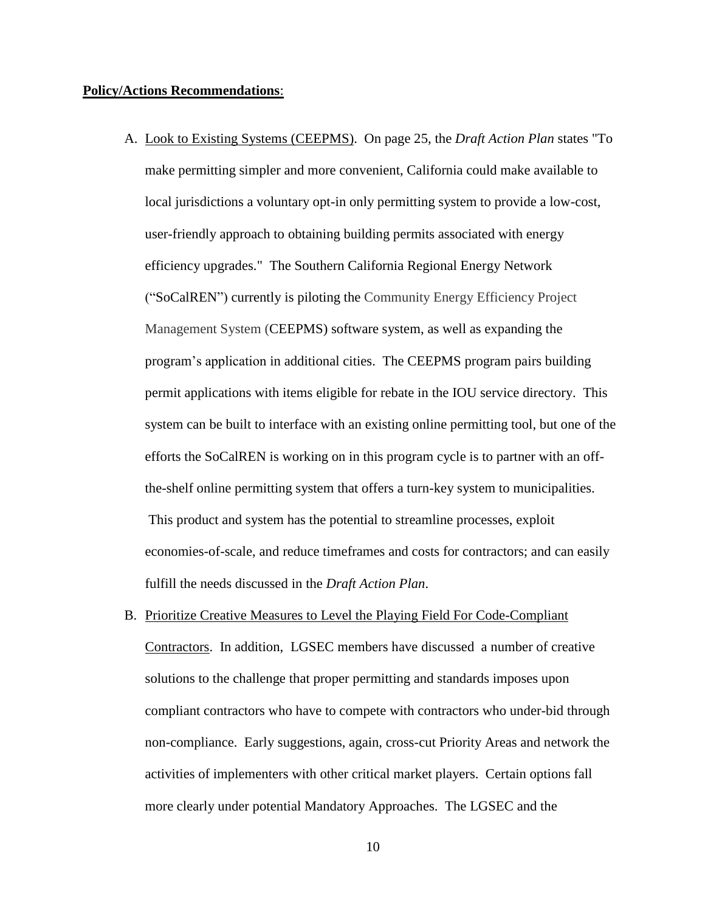**<u>Policy/Actions Recommendations</u>**:

A. <u>Look to Existing Systems (CEEPMS)</u>. On page 25, the *Draft Action Plan* states "To make permitting simpler and more convenient, California could make available to local jurisdictions a voluntary opt-in only permitting system to provide a low-cost, user-friendly approach to obtaining building permits associated with energy efficiency upgrades." The Southern California Regional Energy Network ("SoCalREN") currently is piloting the Community Energy Efficiency Project Management System (CEEPMS) software system, as well as expanding the program's application in additional cities. The CEEPMS program pairs building permit applications with items eligible for rebate in the IOU service directory. This system can be built to interface with an existing online permitting tool, but one of the efforts the SoCalREN is working on in this program cycle is to partner with an off-the-shelf online permitting system that offers a turn-key system to municipalities. This product and system has the potential to streamline processes, exploit economies-of-scale, and reduce timeframes and costs for contractors; and can easily fulfill the needs discussed in the *Draft Action Plan*.

B. <u>Prioritize Creative Measures to Level the Playing Field For Code-Compliant Contractors</u>. In addition, LGSEC members have discussed a number of creative solutions to the challenge that proper permitting and standards imposes upon compliant contractors who have to compete with contractors who under-bid through non-compliance. Early suggestions, again, cross-cut Priority Areas and network the activities of implementers with other critical market players. Certain options fall more clearly under potential Mandatory Approaches. The LGSEC and the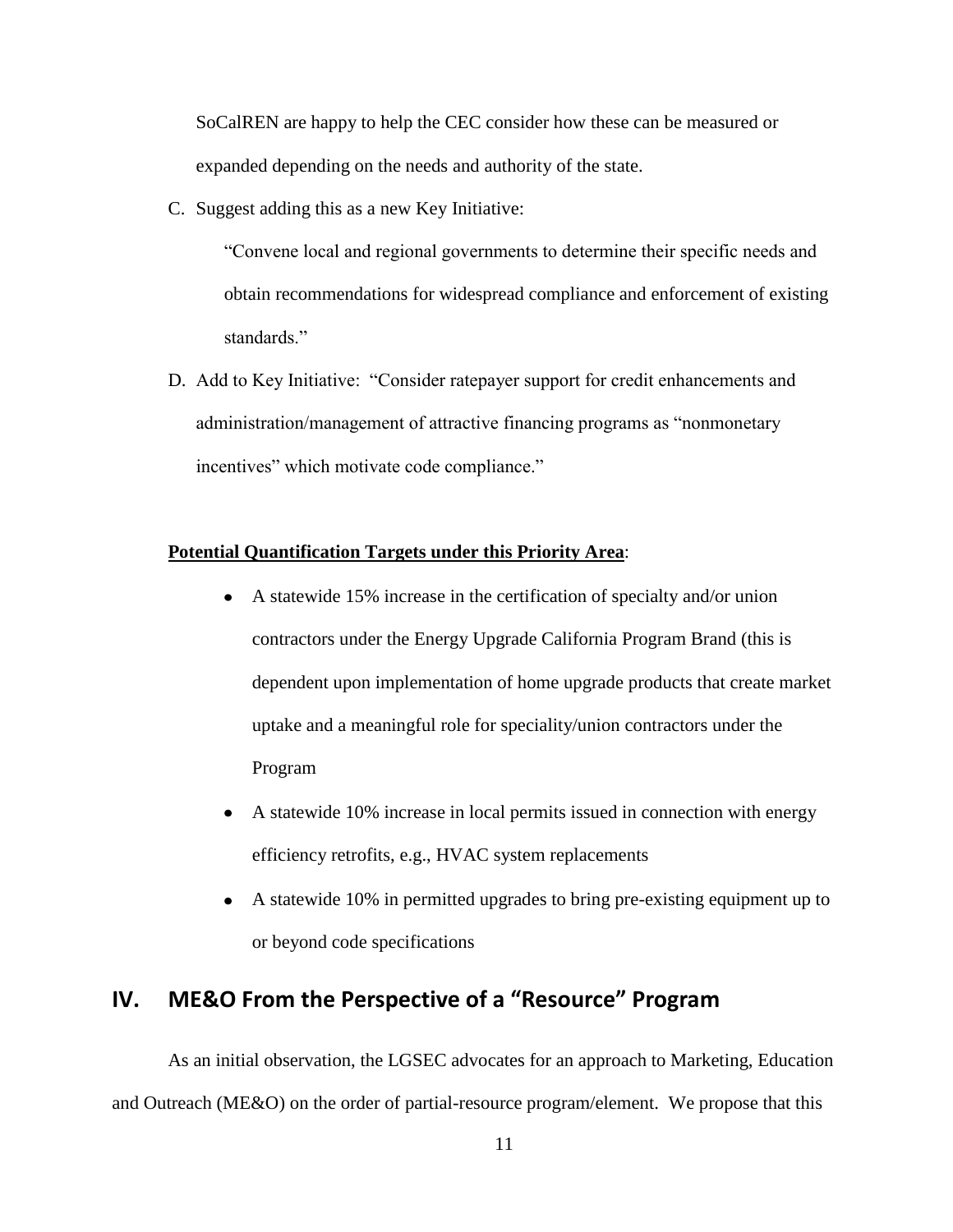SoCalREN are happy to help the CEC consider how these can be measured or expanded depending on the needs and authority of the state.

C. Suggest adding this as a new Key Initiative:

   "Convene local and regional governments to determine their specific needs and obtain recommendations for widespread compliance and enforcement of existing standards."

D. Add to Key Initiative: "Consider ratepayer support for credit enhancements and administration/management of attractive financing programs as "nonmonetary incentives" which motivate code compliance."

**<u>Potential Quantification Targets under this Priority Area</u>**:

- A statewide 15% increase in the certification of specialty and/or union contractors under the Energy Upgrade California Program Brand (this is dependent upon implementation of home upgrade products that create market uptake and a meaningful role for speciality/union contractors under the Program
- A statewide 10% increase in local permits issued in connection with energy efficiency retrofits, e.g., HVAC system replacements
- A statewide 10% in permitted upgrades to bring pre-existing equipment up to or beyond code specifications

## IV. ME&O From the Perspective of a "Resource" Program

As an initial observation, the LGSEC advocates for an approach to Marketing, Education and Outreach (ME&O) on the order of partial-resource program/element. We propose that this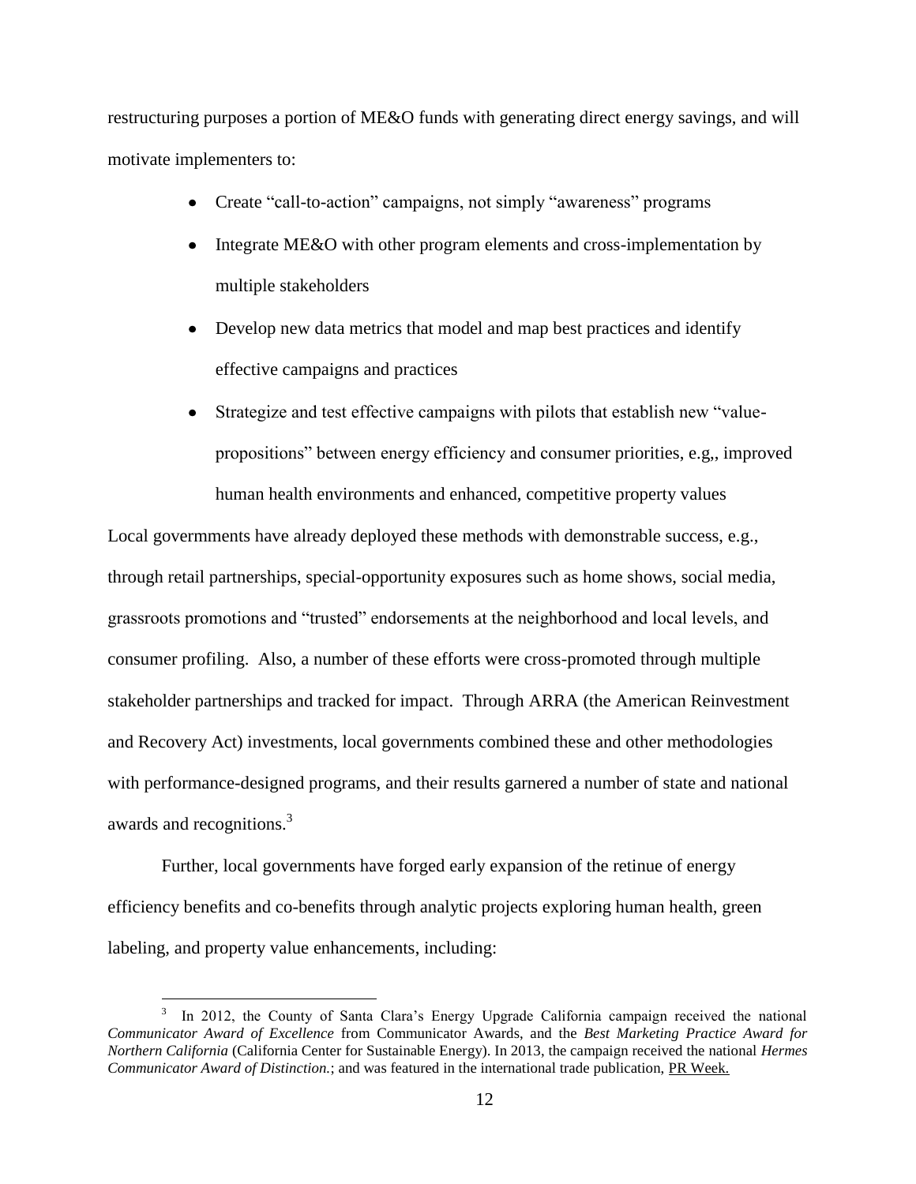restructuring purposes a portion of ME&O funds with generating direct energy savings, and will motivate implementers to:

- Create "call-to-action" campaigns, not simply "awareness" programs
- Integrate ME&O with other program elements and cross-implementation by multiple stakeholders
- Develop new data metrics that model and map best practices and identify effective campaigns and practices
- Strategize and test effective campaigns with pilots that establish new "value-propositions" between energy efficiency and consumer priorities, e.g,, improved human health environments and enhanced, competitive property values

Local govermments have already deployed these methods with demonstrable success, e.g., through retail partnerships, special-opportunity exposures such as home shows, social media, grassroots promotions and "trusted" endorsements at the neighborhood and local levels, and consumer profiling. Also, a number of these efforts were cross-promoted through multiple stakeholder partnerships and tracked for impact. Through ARRA (the American Reinvestment and Recovery Act) investments, local governments combined these and other methodologies with performance-designed programs, and their results garnered a number of state and national awards and recognitions.[3]

Further, local governments have forged early expansion of the retinue of energy efficiency benefits and co-benefits through analytic projects exploring human health, green labeling, and property value enhancements, including:

[3] In 2012, the County of Santa Clara's Energy Upgrade California campaign received the national *Communicator Award of Excellence* from Communicator Awards, and the *Best Marketing Practice Award for Northern California* (California Center for Sustainable Energy). In 2013, the campaign received the national *Hermes Communicator Award of Distinction.*; and was featured in the international trade publication, PR Week.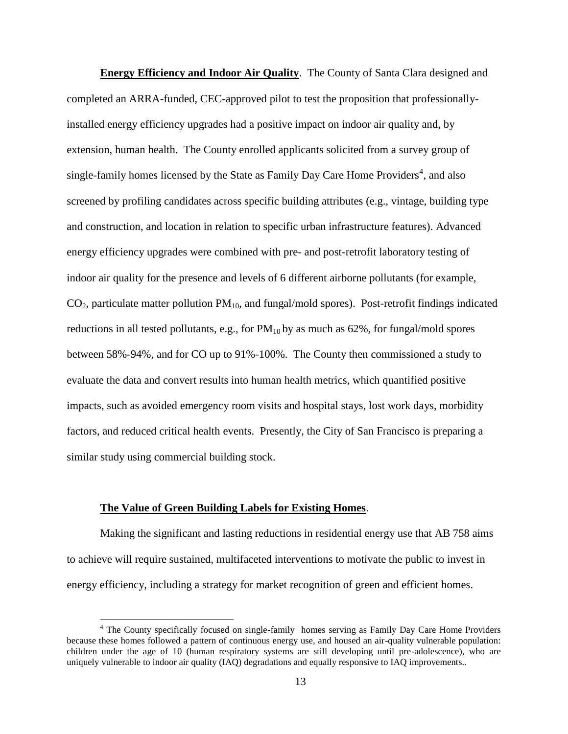**Energy Efficiency and Indoor Air Quality**. The County of Santa Clara designed and completed an ARRA-funded, CEC-approved pilot to test the proposition that professionally-installed energy efficiency upgrades had a positive impact on indoor air quality and, by extension, human health. The County enrolled applicants solicited from a survey group of single-family homes licensed by the State as Family Day Care Home Providers[4], and also screened by profiling candidates across specific building attributes (e.g., vintage, building type and construction, and location in relation to specific urban infrastructure features). Advanced energy efficiency upgrades were combined with pre- and post-retrofit laboratory testing of indoor air quality for the presence and levels of 6 different airborne pollutants (for example, $CO_2$, particulate matter pollution $PM_{10}$, and fungal/mold spores). Post-retrofit findings indicated reductions in all tested pollutants, e.g., for $PM_{10}$ by as much as 62%, for fungal/mold spores between 58%-94%, and for CO up to 91%-100%. The County then commissioned a study to evaluate the data and convert results into human health metrics, which quantified positive impacts, such as avoided emergency room visits and hospital stays, lost work days, morbidity factors, and reduced critical health events. Presently, the City of San Francisco is preparing a similar study using commercial building stock.

**The Value of Green Building Labels for Existing Homes**.

Making the significant and lasting reductions in residential energy use that AB 758 aims to achieve will require sustained, multifaceted interventions to motivate the public to invest in energy efficiency, including a strategy for market recognition of green and efficient homes.

[4] The County specifically focused on single-family homes serving as Family Day Care Home Providers because these homes followed a pattern of continuous energy use, and housed an air-quality vulnerable population: children under the age of 10 (human respiratory systems are still developing until pre-adolescence), who are uniquely vulnerable to indoor air quality (IAQ) degradations and equally responsive to IAQ improvements..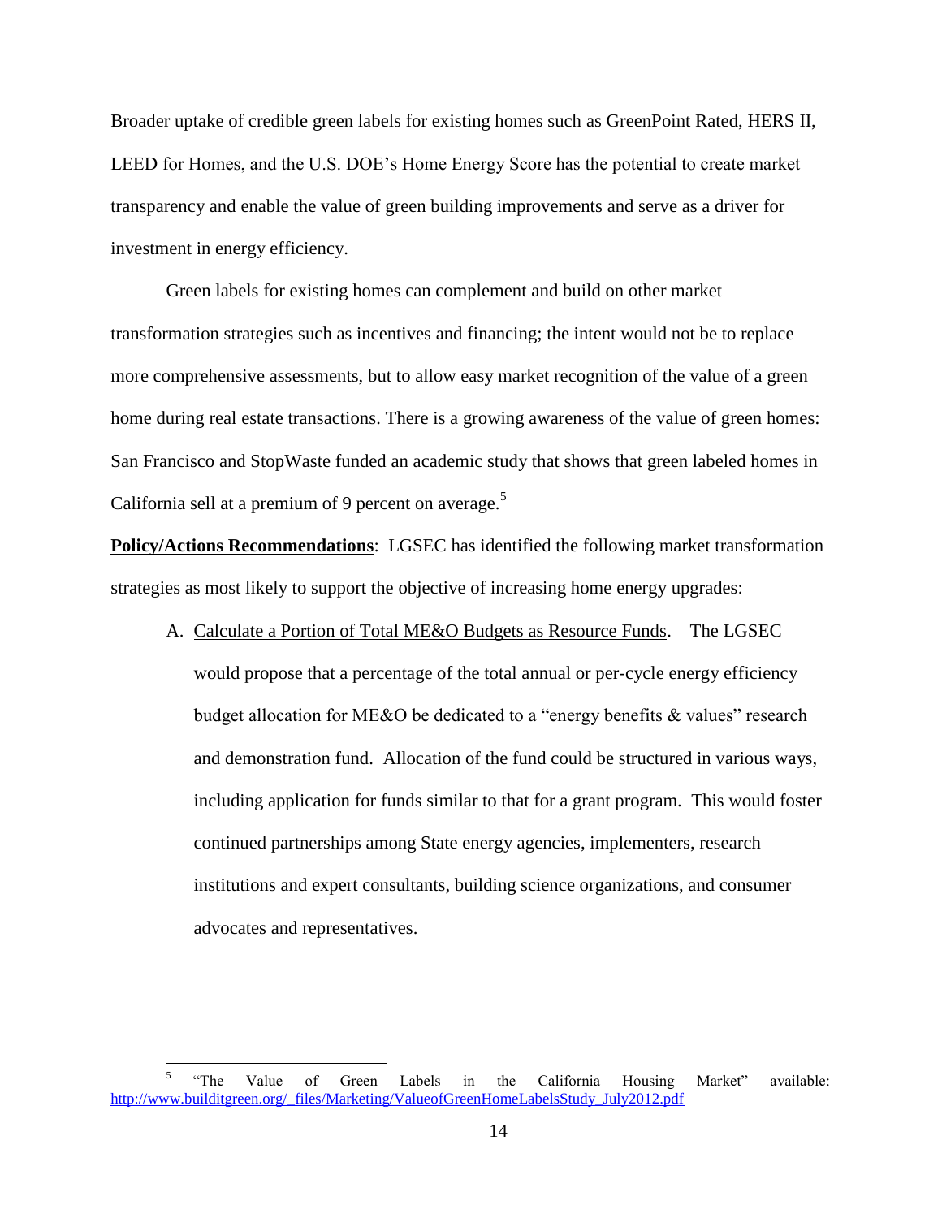Broader uptake of credible green labels for existing homes such as GreenPoint Rated, HERS II, LEED for Homes, and the U.S. DOE's Home Energy Score has the potential to create market transparency and enable the value of green building improvements and serve as a driver for investment in energy efficiency.

Green labels for existing homes can complement and build on other market transformation strategies such as incentives and financing; the intent would not be to replace more comprehensive assessments, but to allow easy market recognition of the value of a green home during real estate transactions. There is a growing awareness of the value of green homes: San Francisco and StopWaste funded an academic study that shows that green labeled homes in California sell at a premium of 9 percent on average.[5]

**Policy/Actions Recommendations**: LGSEC has identified the following market transformation strategies as most likely to support the objective of increasing home energy upgrades:

A. Calculate a Portion of Total ME&O Budgets as Resource Funds. The LGSEC would propose that a percentage of the total annual or per-cycle energy efficiency budget allocation for ME&O be dedicated to a "energy benefits & values" research and demonstration fund. Allocation of the fund could be structured in various ways, including application for funds similar to that for a grant program. This would foster continued partnerships among State energy agencies, implementers, research institutions and expert consultants, building science organizations, and consumer advocates and representatives.

---

[5] "The Value of Green Labels in the California Housing Market" available: http://www.builditgreen.org/_files/Marketing/ValueofGreenHomeLabelsStudy_July2012.pdf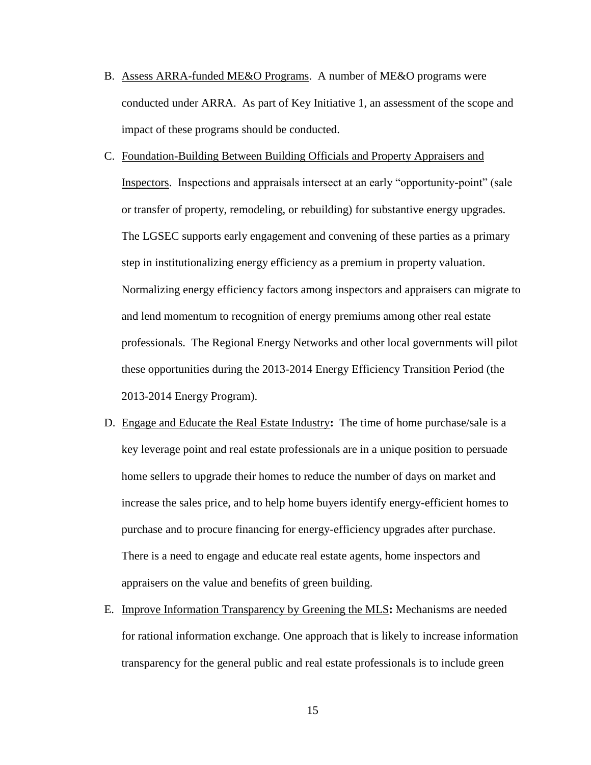B. Assess ARRA-funded ME&O Programs. A number of ME&O programs were conducted under ARRA. As part of Key Initiative 1, an assessment of the scope and impact of these programs should be conducted.

C. Foundation-Building Between Building Officials and Property Appraisers and Inspectors. Inspections and appraisals intersect at an early "opportunity-point" (sale or transfer of property, remodeling, or rebuilding) for substantive energy upgrades. The LGSEC supports early engagement and convening of these parties as a primary step in institutionalizing energy efficiency as a premium in property valuation. Normalizing energy efficiency factors among inspectors and appraisers can migrate to and lend momentum to recognition of energy premiums among other real estate professionals. The Regional Energy Networks and other local governments will pilot these opportunities during the 2013-2014 Energy Efficiency Transition Period (the 2013-2014 Energy Program).

D. Engage and Educate the Real Estate Industry**:** The time of home purchase/sale is a key leverage point and real estate professionals are in a unique position to persuade home sellers to upgrade their homes to reduce the number of days on market and increase the sales price, and to help home buyers identify energy-efficient homes to purchase and to procure financing for energy-efficiency upgrades after purchase. There is a need to engage and educate real estate agents, home inspectors and appraisers on the value and benefits of green building.

E. Improve Information Transparency by Greening the MLS**:** Mechanisms are needed for rational information exchange. One approach that is likely to increase information transparency for the general public and real estate professionals is to include green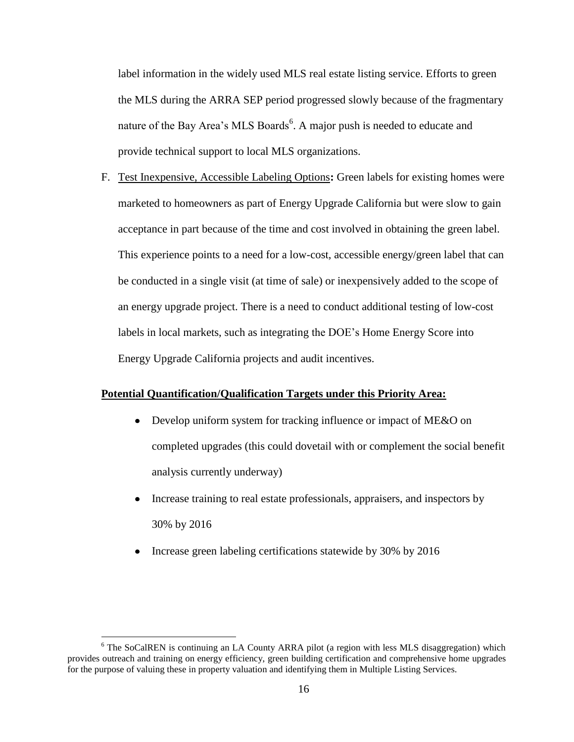label information in the widely used MLS real estate listing service. Efforts to green the MLS during the ARRA SEP period progressed slowly because of the fragmentary nature of the Bay Area's MLS Boards[6]. A major push is needed to educate and provide technical support to local MLS organizations.

F. Test Inexpensive, Accessible Labeling Options**:** Green labels for existing homes were marketed to homeowners as part of Energy Upgrade California but were slow to gain acceptance in part because of the time and cost involved in obtaining the green label. This experience points to a need for a low-cost, accessible energy/green label that can be conducted in a single visit (at time of sale) or inexpensively added to the scope of an energy upgrade project. There is a need to conduct additional testing of low-cost labels in local markets, such as integrating the DOE's Home Energy Score into Energy Upgrade California projects and audit incentives.

**Potential Quantification/Qualification Targets under this Priority Area:**

- Develop uniform system for tracking influence or impact of ME&O on completed upgrades (this could dovetail with or complement the social benefit analysis currently underway)
- Increase training to real estate professionals, appraisers, and inspectors by 30% by 2016
- Increase green labeling certifications statewide by 30% by 2016

[6] The SoCalREN is continuing an LA County ARRA pilot (a region with less MLS disaggregation) which provides outreach and training on energy efficiency, green building certification and comprehensive home upgrades for the purpose of valuing these in property valuation and identifying them in Multiple Listing Services.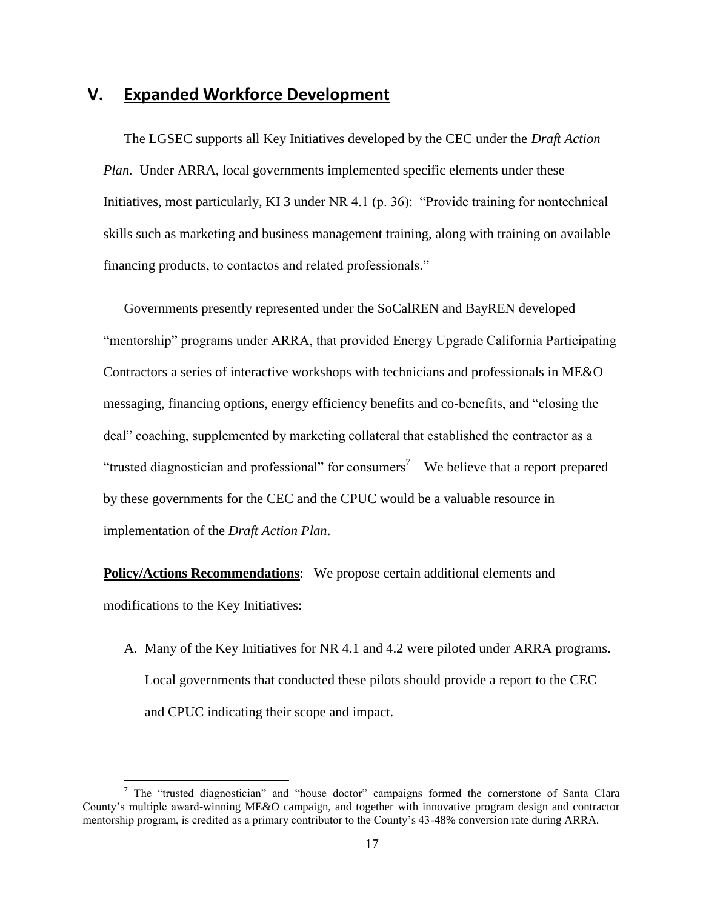## V. Expanded Workforce Development

The LGSEC supports all Key Initiatives developed by the CEC under the *Draft Action Plan.* Under ARRA, local governments implemented specific elements under these Initiatives, most particularly, KI 3 under NR 4.1 (p. 36): "Provide training for nontechnical skills such as marketing and business management training, along with training on available financing products, to contactos and related professionals."

Governments presently represented under the SoCalREN and BayREN developed "mentorship" programs under ARRA, that provided Energy Upgrade California Participating Contractors a series of interactive workshops with technicians and professionals in ME&O messaging, financing options, energy efficiency benefits and co-benefits, and "closing the deal" coaching, supplemented by marketing collateral that established the contractor as a "trusted diagnostician and professional" for consumers[7] We believe that a report prepared by these governments for the CEC and the CPUC would be a valuable resource in implementation of the *Draft Action Plan*.

**Policy/Actions Recommendations**: We propose certain additional elements and modifications to the Key Initiatives:

A. Many of the Key Initiatives for NR 4.1 and 4.2 were piloted under ARRA programs. Local governments that conducted these pilots should provide a report to the CEC and CPUC indicating their scope and impact.

[7] The "trusted diagnostician" and "house doctor" campaigns formed the cornerstone of Santa Clara County's multiple award-winning ME&O campaign, and together with innovative program design and contractor mentorship program, is credited as a primary contributor to the County's 43-48% conversion rate during ARRA.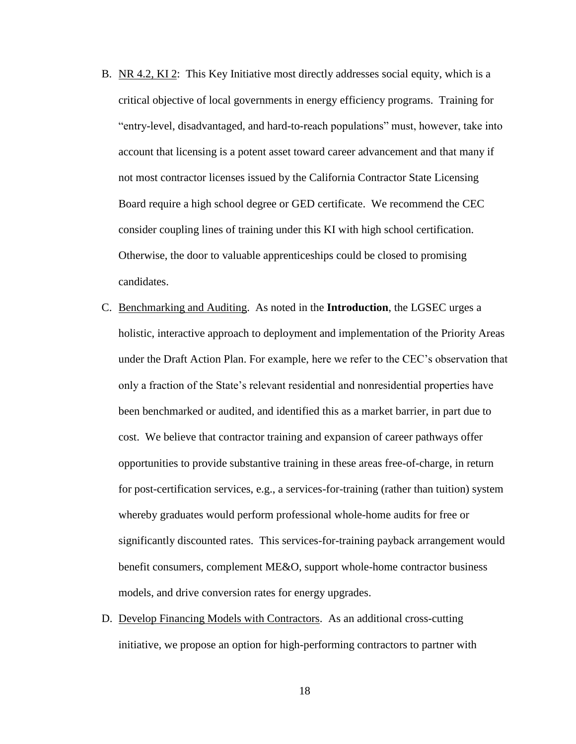B. NR 4.2, KI 2: This Key Initiative most directly addresses social equity, which is a critical objective of local governments in energy efficiency programs. Training for "entry-level, disadvantaged, and hard-to-reach populations" must, however, take into account that licensing is a potent asset toward career advancement and that many if not most contractor licenses issued by the California Contractor State Licensing Board require a high school degree or GED certificate. We recommend the CEC consider coupling lines of training under this KI with high school certification. Otherwise, the door to valuable apprenticeships could be closed to promising candidates.

C. Benchmarking and Auditing. As noted in the **Introduction**, the LGSEC urges a holistic, interactive approach to deployment and implementation of the Priority Areas under the Draft Action Plan. For example, here we refer to the CEC's observation that only a fraction of the State's relevant residential and nonresidential properties have been benchmarked or audited, and identified this as a market barrier, in part due to cost. We believe that contractor training and expansion of career pathways offer opportunities to provide substantive training in these areas free-of-charge, in return for post-certification services, e.g., a services-for-training (rather than tuition) system whereby graduates would perform professional whole-home audits for free or significantly discounted rates. This services-for-training payback arrangement would benefit consumers, complement ME&O, support whole-home contractor business models, and drive conversion rates for energy upgrades.

D. Develop Financing Models with Contractors. As an additional cross-cutting initiative, we propose an option for high-performing contractors to partner with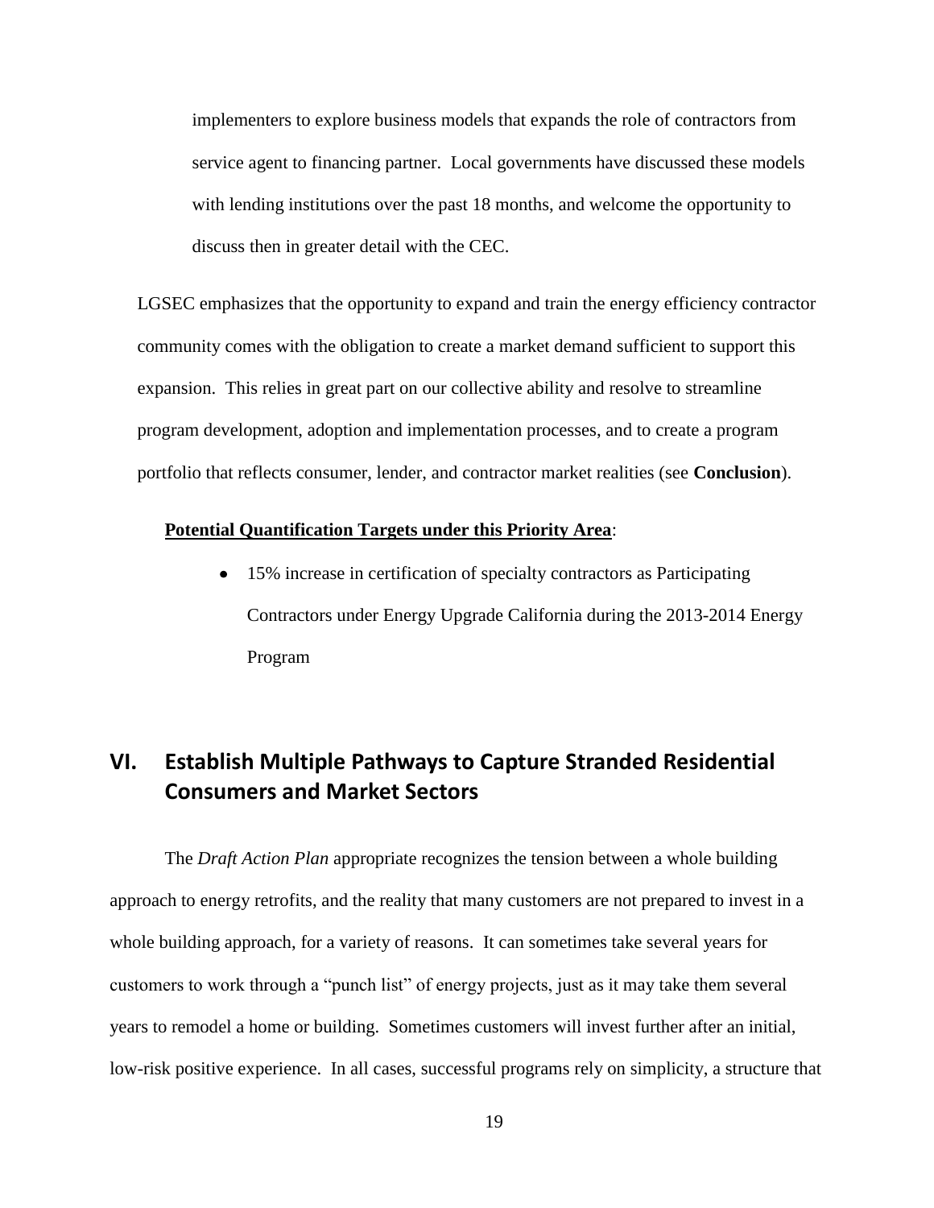implementers to explore business models that expands the role of contractors from service agent to financing partner. Local governments have discussed these models with lending institutions over the past 18 months, and welcome the opportunity to discuss then in greater detail with the CEC.

LGSEC emphasizes that the opportunity to expand and train the energy efficiency contractor community comes with the obligation to create a market demand sufficient to support this expansion. This relies in great part on our collective ability and resolve to streamline program development, adoption and implementation processes, and to create a program portfolio that reflects consumer, lender, and contractor market realities (see **Conclusion**).

**Potential Quantification Targets under this Priority Area**:

- 15% increase in certification of specialty contractors as Participating Contractors under Energy Upgrade California during the 2013-2014 Energy Program

## VI. Establish Multiple Pathways to Capture Stranded Residential Consumers and Market Sectors

The *Draft Action Plan* appropriate recognizes the tension between a whole building approach to energy retrofits, and the reality that many customers are not prepared to invest in a whole building approach, for a variety of reasons. It can sometimes take several years for customers to work through a "punch list" of energy projects, just as it may take them several years to remodel a home or building. Sometimes customers will invest further after an initial, low-risk positive experience. In all cases, successful programs rely on simplicity, a structure that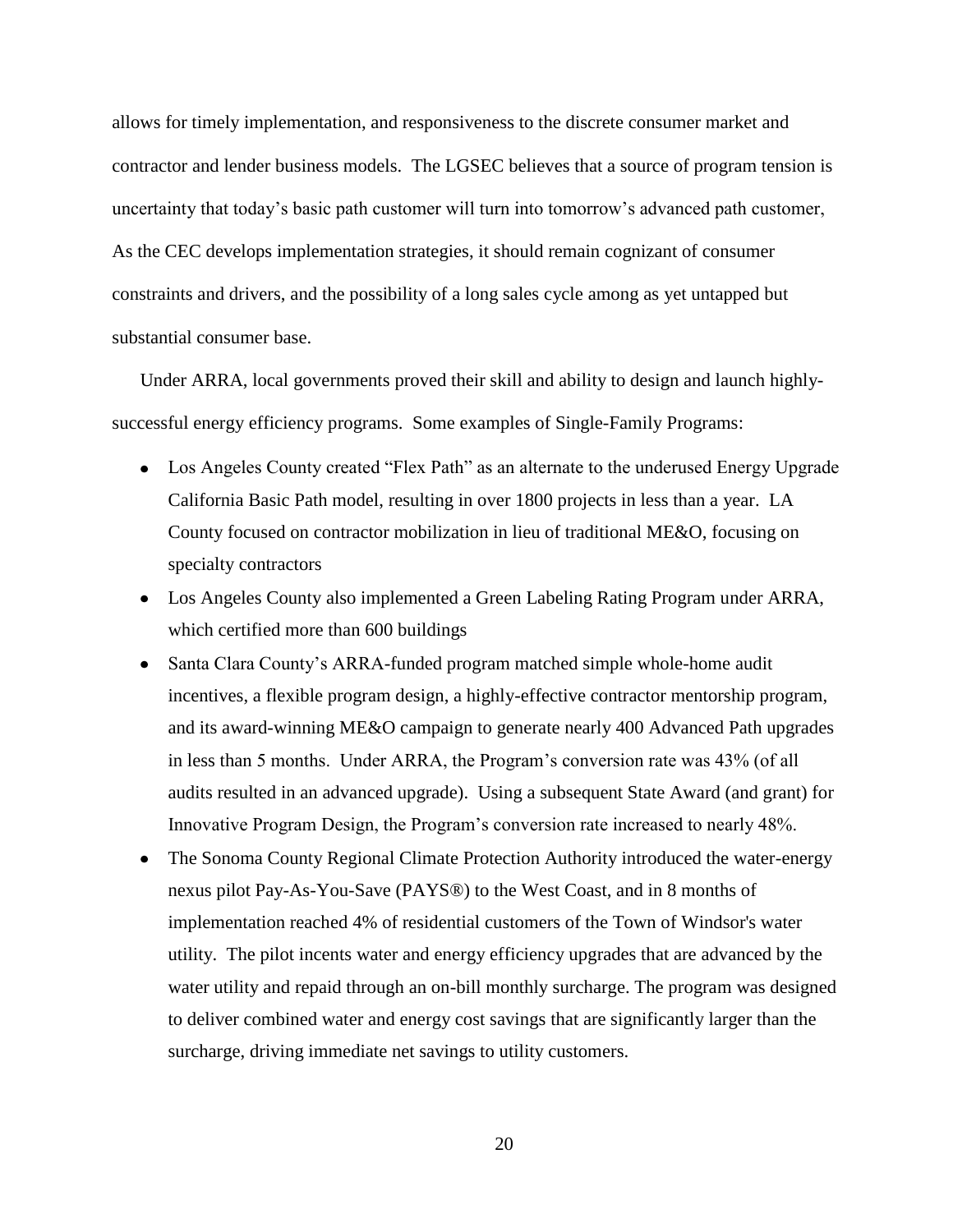allows for timely implementation, and responsiveness to the discrete consumer market and contractor and lender business models. The LGSEC believes that a source of program tension is uncertainty that today's basic path customer will turn into tomorrow's advanced path customer, As the CEC develops implementation strategies, it should remain cognizant of consumer constraints and drivers, and the possibility of a long sales cycle among as yet untapped but substantial consumer base.

Under ARRA, local governments proved their skill and ability to design and launch highly-successful energy efficiency programs. Some examples of Single-Family Programs:

- Los Angeles County created "Flex Path" as an alternate to the underused Energy Upgrade California Basic Path model, resulting in over 1800 projects in less than a year. LA County focused on contractor mobilization in lieu of traditional ME&O, focusing on specialty contractors
- Los Angeles County also implemented a Green Labeling Rating Program under ARRA, which certified more than 600 buildings
- Santa Clara County's ARRA-funded program matched simple whole-home audit incentives, a flexible program design, a highly-effective contractor mentorship program, and its award-winning ME&O campaign to generate nearly 400 Advanced Path upgrades in less than 5 months. Under ARRA, the Program's conversion rate was 43% (of all audits resulted in an advanced upgrade). Using a subsequent State Award (and grant) for Innovative Program Design, the Program's conversion rate increased to nearly 48%.
- The Sonoma County Regional Climate Protection Authority introduced the water-energy nexus pilot Pay-As-You-Save (PAYS®) to the West Coast, and in 8 months of implementation reached 4% of residential customers of the Town of Windsor's water utility. The pilot incents water and energy efficiency upgrades that are advanced by the water utility and repaid through an on-bill monthly surcharge. The program was designed to deliver combined water and energy cost savings that are significantly larger than the surcharge, driving immediate net savings to utility customers.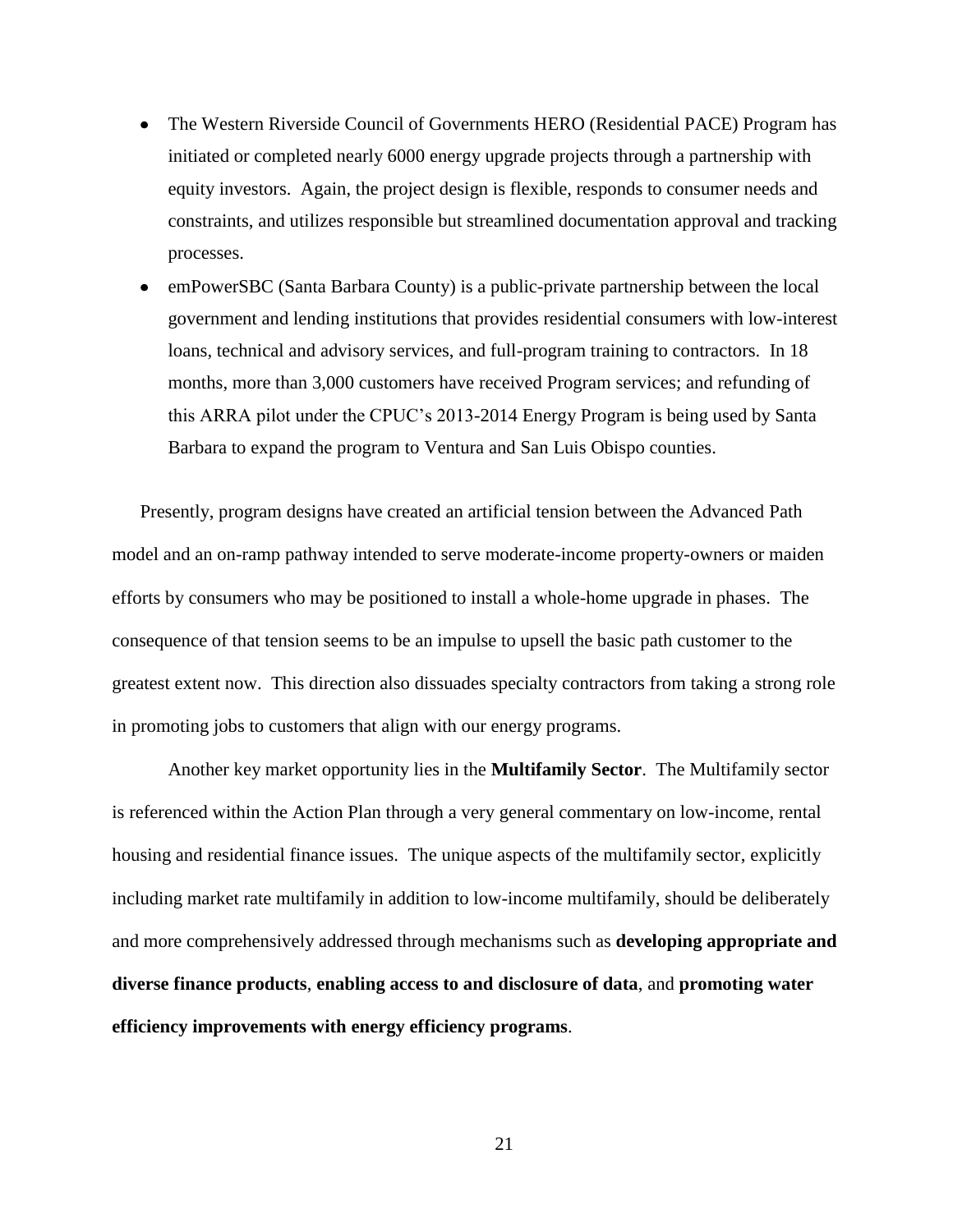- The Western Riverside Council of Governments HERO (Residential PACE) Program has initiated or completed nearly 6000 energy upgrade projects through a partnership with equity investors. Again, the project design is flexible, responds to consumer needs and constraints, and utilizes responsible but streamlined documentation approval and tracking processes.
- emPowerSBC (Santa Barbara County) is a public-private partnership between the local government and lending institutions that provides residential consumers with low-interest loans, technical and advisory services, and full-program training to contractors. In 18 months, more than 3,000 customers have received Program services; and refunding of this ARRA pilot under the CPUC's 2013-2014 Energy Program is being used by Santa Barbara to expand the program to Ventura and San Luis Obispo counties.

Presently, program designs have created an artificial tension between the Advanced Path model and an on-ramp pathway intended to serve moderate-income property-owners or maiden efforts by consumers who may be positioned to install a whole-home upgrade in phases. The consequence of that tension seems to be an impulse to upsell the basic path customer to the greatest extent now. This direction also dissuades specialty contractors from taking a strong role in promoting jobs to customers that align with our energy programs.

Another key market opportunity lies in the **Multifamily Sector**. The Multifamily sector is referenced within the Action Plan through a very general commentary on low-income, rental housing and residential finance issues. The unique aspects of the multifamily sector, explicitly including market rate multifamily in addition to low-income multifamily, should be deliberately and more comprehensively addressed through mechanisms such as **developing appropriate and diverse finance products**, **enabling access to and disclosure of data**, and **promoting water efficiency improvements with energy efficiency programs**.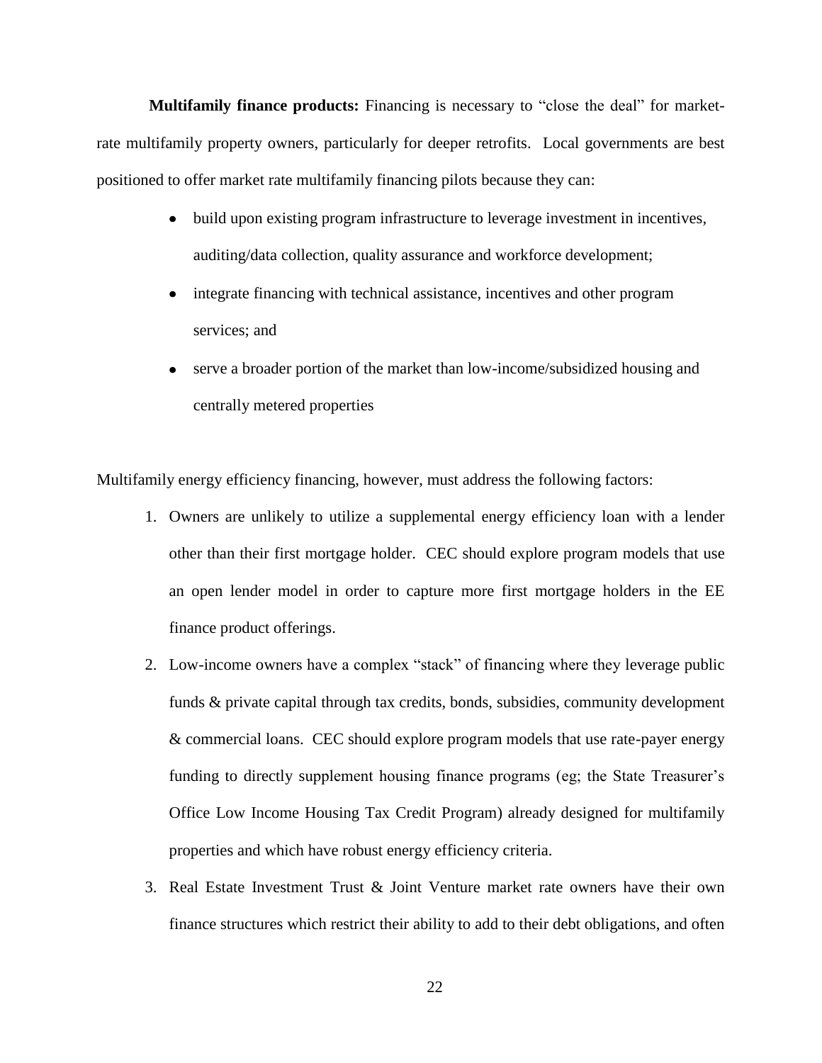**Multifamily finance products:** Financing is necessary to "close the deal" for market-rate multifamily property owners, particularly for deeper retrofits. Local governments are best positioned to offer market rate multifamily financing pilots because they can:

- build upon existing program infrastructure to leverage investment in incentives, auditing/data collection, quality assurance and workforce development;
- integrate financing with technical assistance, incentives and other program services; and
- serve a broader portion of the market than low-income/subsidized housing and centrally metered properties

Multifamily energy efficiency financing, however, must address the following factors:

1. Owners are unlikely to utilize a supplemental energy efficiency loan with a lender other than their first mortgage holder. CEC should explore program models that use an open lender model in order to capture more first mortgage holders in the EE finance product offerings.
2. Low-income owners have a complex "stack" of financing where they leverage public funds & private capital through tax credits, bonds, subsidies, community development & commercial loans. CEC should explore program models that use rate-payer energy funding to directly supplement housing finance programs (eg; the State Treasurer's Office Low Income Housing Tax Credit Program) already designed for multifamily properties and which have robust energy efficiency criteria.
3. Real Estate Investment Trust & Joint Venture market rate owners have their own finance structures which restrict their ability to add to their debt obligations, and often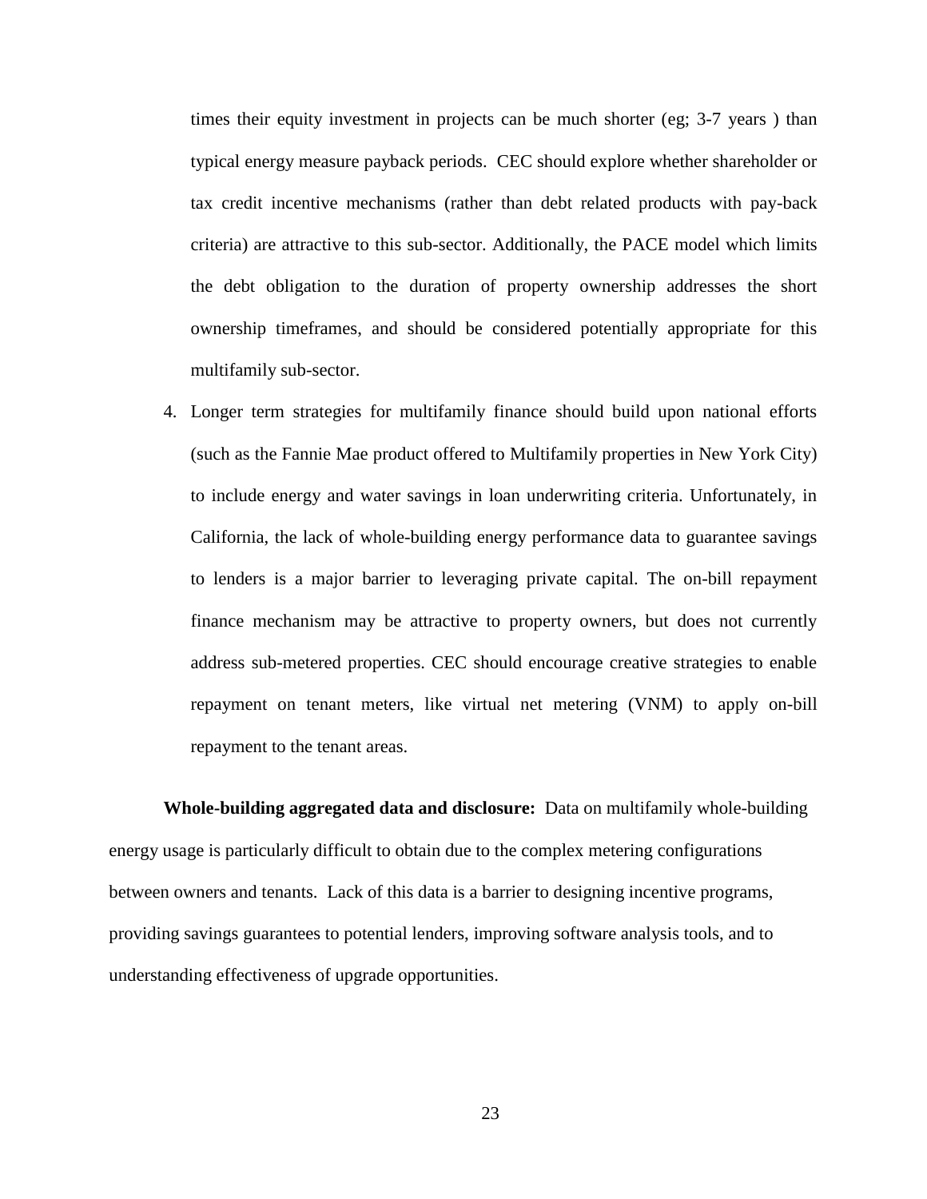times their equity investment in projects can be much shorter (eg; 3-7 years ) than typical energy measure payback periods. CEC should explore whether shareholder or tax credit incentive mechanisms (rather than debt related products with pay-back criteria) are attractive to this sub-sector. Additionally, the PACE model which limits the debt obligation to the duration of property ownership addresses the short ownership timeframes, and should be considered potentially appropriate for this multifamily sub-sector.

4. Longer term strategies for multifamily finance should build upon national efforts (such as the Fannie Mae product offered to Multifamily properties in New York City) to include energy and water savings in loan underwriting criteria. Unfortunately, in California, the lack of whole-building energy performance data to guarantee savings to lenders is a major barrier to leveraging private capital. The on-bill repayment finance mechanism may be attractive to property owners, but does not currently address sub-metered properties. CEC should encourage creative strategies to enable repayment on tenant meters, like virtual net metering (VNM) to apply on-bill repayment to the tenant areas.

**Whole-building aggregated data and disclosure:** Data on multifamily whole-building energy usage is particularly difficult to obtain due to the complex metering configurations between owners and tenants. Lack of this data is a barrier to designing incentive programs, providing savings guarantees to potential lenders, improving software analysis tools, and to understanding effectiveness of upgrade opportunities.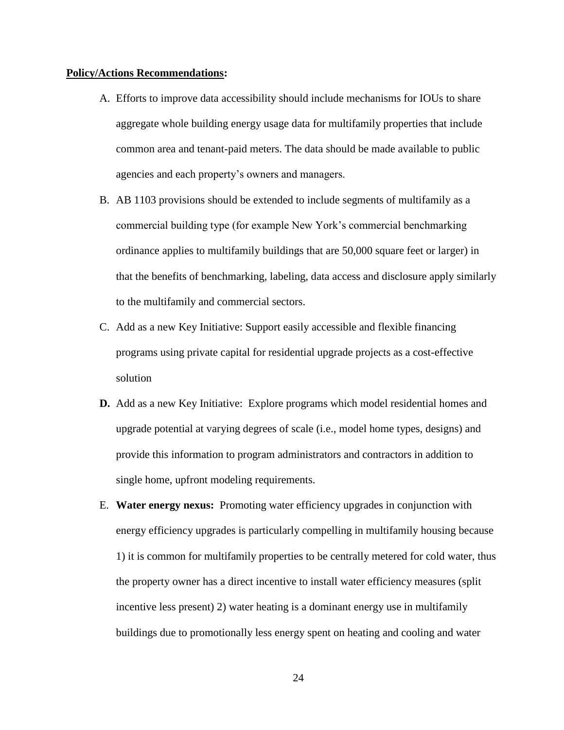**<u>Policy/Actions Recommendations</u>:**

A. Efforts to improve data accessibility should include mechanisms for IOUs to share aggregate whole building energy usage data for multifamily properties that include common area and tenant-paid meters. The data should be made available to public agencies and each property's owners and managers.

B. AB 1103 provisions should be extended to include segments of multifamily as a commercial building type (for example New York's commercial benchmarking ordinance applies to multifamily buildings that are 50,000 square feet or larger) in that the benefits of benchmarking, labeling, data access and disclosure apply similarly to the multifamily and commercial sectors.

C. Add as a new Key Initiative: Support easily accessible and flexible financing programs using private capital for residential upgrade projects as a cost-effective solution

**D.** Add as a new Key Initiative: Explore programs which model residential homes and upgrade potential at varying degrees of scale (i.e., model home types, designs) and provide this information to program administrators and contractors in addition to single home, upfront modeling requirements.

E. **Water energy nexus:** Promoting water efficiency upgrades in conjunction with energy efficiency upgrades is particularly compelling in multifamily housing because 1) it is common for multifamily properties to be centrally metered for cold water, thus the property owner has a direct incentive to install water efficiency measures (split incentive less present) 2) water heating is a dominant energy use in multifamily buildings due to promotionally less energy spent on heating and cooling and water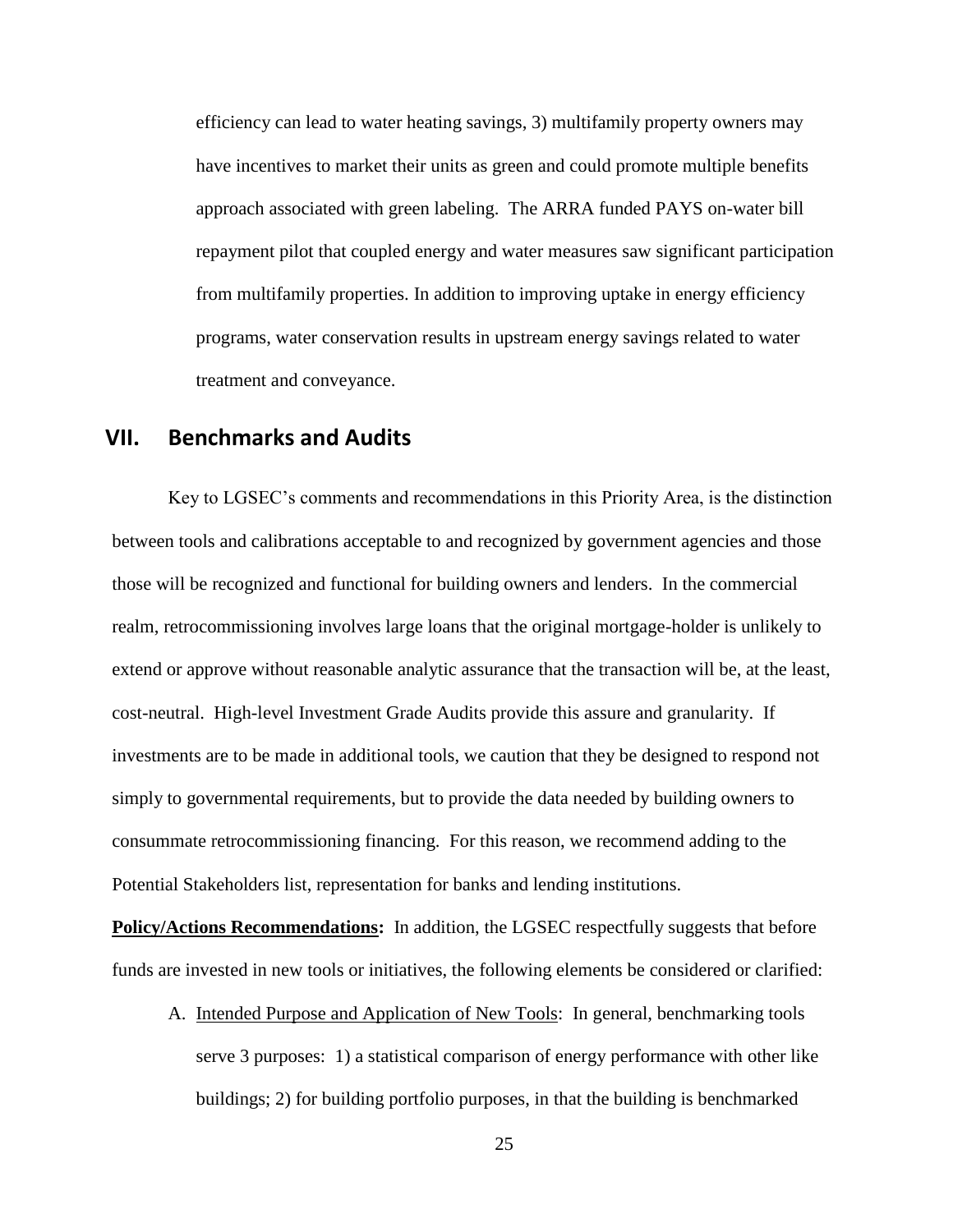efficiency can lead to water heating savings, 3) multifamily property owners may have incentives to market their units as green and could promote multiple benefits approach associated with green labeling. The ARRA funded PAYS on-water bill repayment pilot that coupled energy and water measures saw significant participation from multifamily properties. In addition to improving uptake in energy efficiency programs, water conservation results in upstream energy savings related to water treatment and conveyance.

## VII. Benchmarks and Audits

Key to LGSEC's comments and recommendations in this Priority Area, is the distinction between tools and calibrations acceptable to and recognized by government agencies and those those will be recognized and functional for building owners and lenders. In the commercial realm, retrocommissioning involves large loans that the original mortgage-holder is unlikely to extend or approve without reasonable analytic assurance that the transaction will be, at the least, cost-neutral. High-level Investment Grade Audits provide this assure and granularity. If investments are to be made in additional tools, we caution that they be designed to respond not simply to governmental requirements, but to provide the data needed by building owners to consummate retrocommissioning financing. For this reason, we recommend adding to the Potential Stakeholders list, representation for banks and lending institutions.

**Policy/Actions Recommendations:** In addition, the LGSEC respectfully suggests that before funds are invested in new tools or initiatives, the following elements be considered or clarified:

A. Intended Purpose and Application of New Tools: In general, benchmarking tools serve 3 purposes: 1) a statistical comparison of energy performance with other like buildings; 2) for building portfolio purposes, in that the building is benchmarked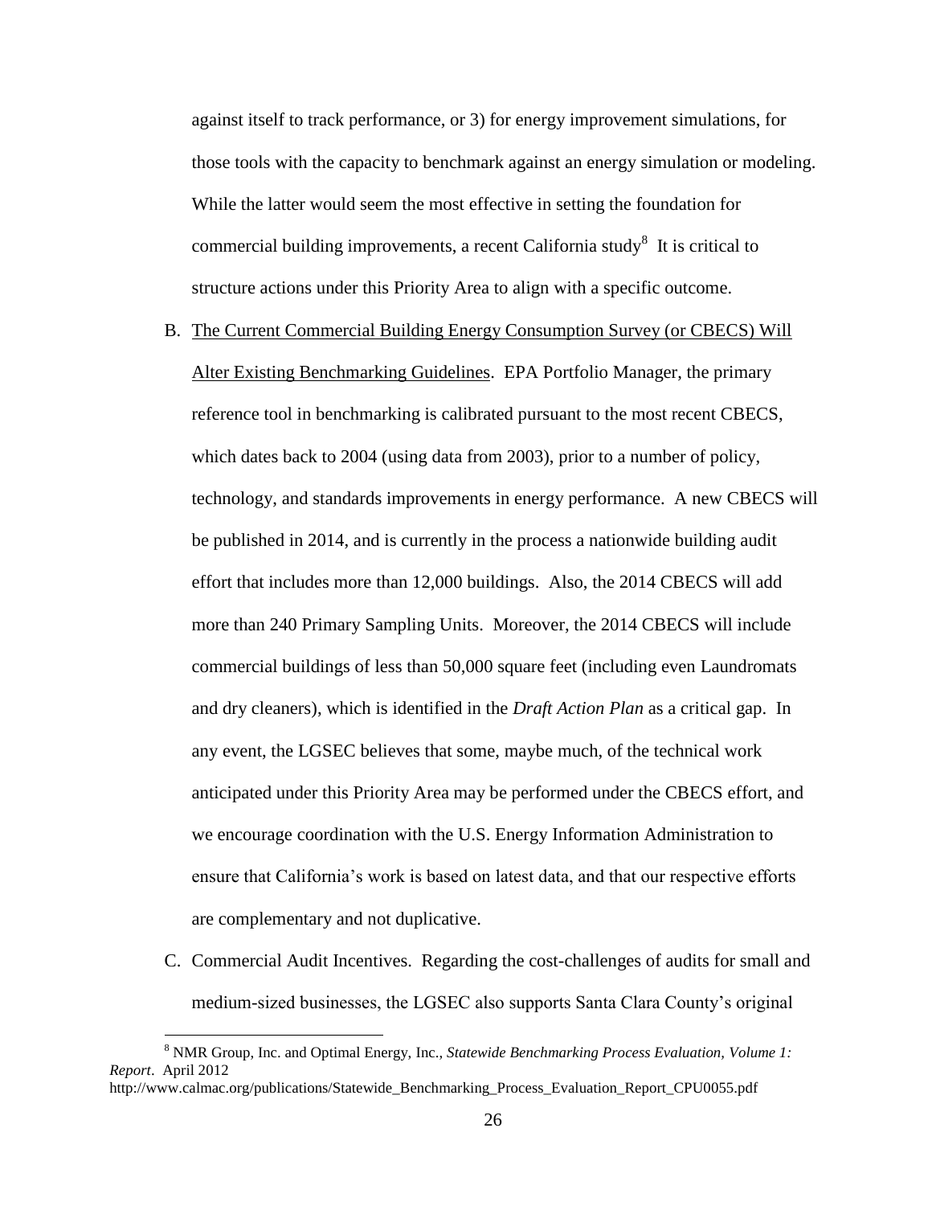against itself to track performance, or 3) for energy improvement simulations, for those tools with the capacity to benchmark against an energy simulation or modeling. While the latter would seem the most effective in setting the foundation for commercial building improvements, a recent California study[8] It is critical to structure actions under this Priority Area to align with a specific outcome.

B. The Current Commercial Building Energy Consumption Survey (or CBECS) Will Alter Existing Benchmarking Guidelines. EPA Portfolio Manager, the primary reference tool in benchmarking is calibrated pursuant to the most recent CBECS, which dates back to 2004 (using data from 2003), prior to a number of policy, technology, and standards improvements in energy performance. A new CBECS will be published in 2014, and is currently in the process a nationwide building audit effort that includes more than 12,000 buildings. Also, the 2014 CBECS will add more than 240 Primary Sampling Units. Moreover, the 2014 CBECS will include commercial buildings of less than 50,000 square feet (including even Laundromats and dry cleaners), which is identified in the *Draft Action Plan* as a critical gap. In any event, the LGSEC believes that some, maybe much, of the technical work anticipated under this Priority Area may be performed under the CBECS effort, and we encourage coordination with the U.S. Energy Information Administration to ensure that California's work is based on latest data, and that our respective efforts are complementary and not duplicative.

C. Commercial Audit Incentives. Regarding the cost-challenges of audits for small and medium-sized businesses, the LGSEC also supports Santa Clara County's original

---

[8] NMR Group, Inc. and Optimal Energy, Inc., *Statewide Benchmarking Process Evaluation, Volume 1: Report*. April 2012 http://www.calmac.org/publications/Statewide_Benchmarking_Process_Evaluation_Report_CPU0055.pdf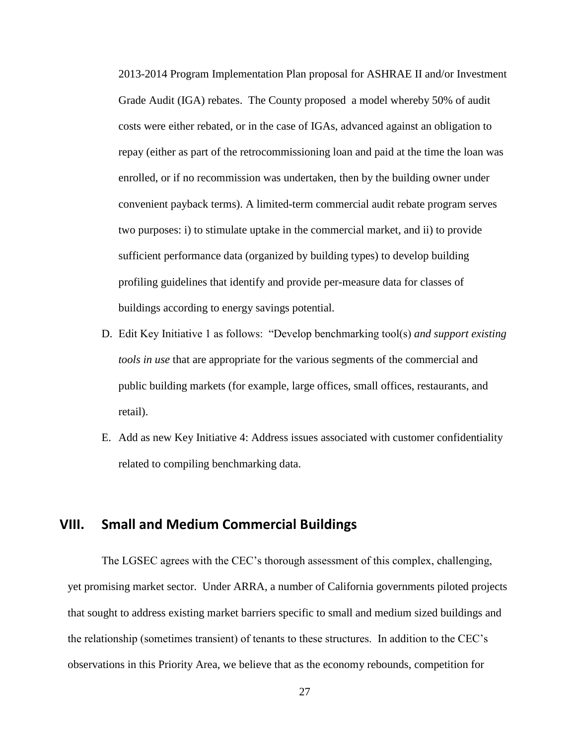2013-2014 Program Implementation Plan proposal for ASHRAE II and/or Investment Grade Audit (IGA) rebates. The County proposed a model whereby 50% of audit costs were either rebated, or in the case of IGAs, advanced against an obligation to repay (either as part of the retrocommissioning loan and paid at the time the loan was enrolled, or if no recommission was undertaken, then by the building owner under convenient payback terms). A limited-term commercial audit rebate program serves two purposes: i) to stimulate uptake in the commercial market, and ii) to provide sufficient performance data (organized by building types) to develop building profiling guidelines that identify and provide per-measure data for classes of buildings according to energy savings potential.

D. Edit Key Initiative 1 as follows: "Develop benchmarking tool(s) *and support existing tools in use* that are appropriate for the various segments of the commercial and public building markets (for example, large offices, small offices, restaurants, and retail).

E. Add as new Key Initiative 4: Address issues associated with customer confidentiality related to compiling benchmarking data.

## VIII. Small and Medium Commercial Buildings

The LGSEC agrees with the CEC's thorough assessment of this complex, challenging, yet promising market sector. Under ARRA, a number of California governments piloted projects that sought to address existing market barriers specific to small and medium sized buildings and the relationship (sometimes transient) of tenants to these structures. In addition to the CEC's observations in this Priority Area, we believe that as the economy rebounds, competition for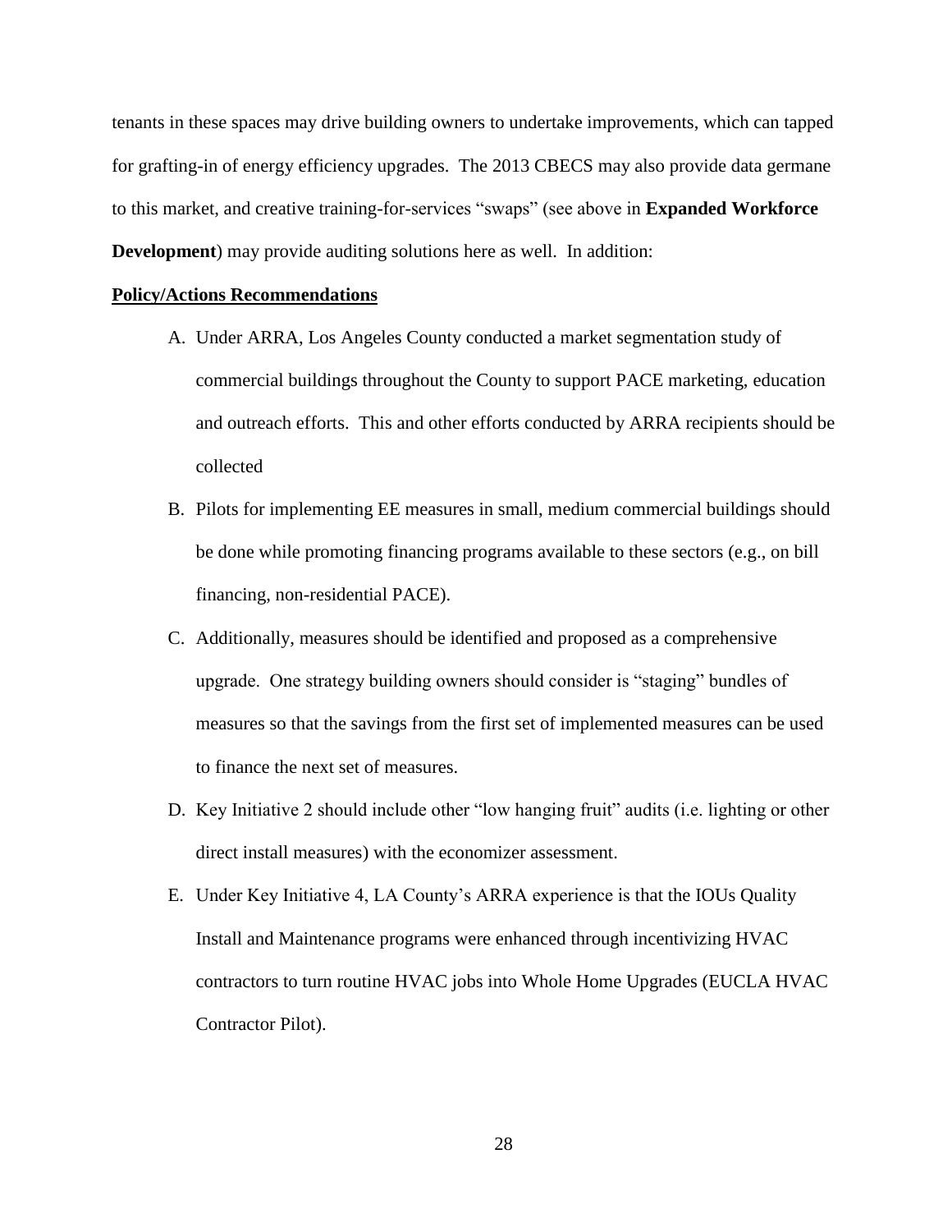tenants in these spaces may drive building owners to undertake improvements, which can tapped for grafting-in of energy efficiency upgrades. The 2013 CBECS may also provide data germane to this market, and creative training-for-services "swaps" (see above in **Expanded Workforce Development**) may provide auditing solutions here as well. In addition:

**Policy/Actions Recommendations**

A. Under ARRA, Los Angeles County conducted a market segmentation study of commercial buildings throughout the County to support PACE marketing, education and outreach efforts. This and other efforts conducted by ARRA recipients should be collected

B. Pilots for implementing EE measures in small, medium commercial buildings should be done while promoting financing programs available to these sectors (e.g., on bill financing, non-residential PACE).

C. Additionally, measures should be identified and proposed as a comprehensive upgrade. One strategy building owners should consider is "staging" bundles of measures so that the savings from the first set of implemented measures can be used to finance the next set of measures.

D. Key Initiative 2 should include other "low hanging fruit" audits (i.e. lighting or other direct install measures) with the economizer assessment.

E. Under Key Initiative 4, LA County's ARRA experience is that the IOUs Quality Install and Maintenance programs were enhanced through incentivizing HVAC contractors to turn routine HVAC jobs into Whole Home Upgrades (EUCLA HVAC Contractor Pilot).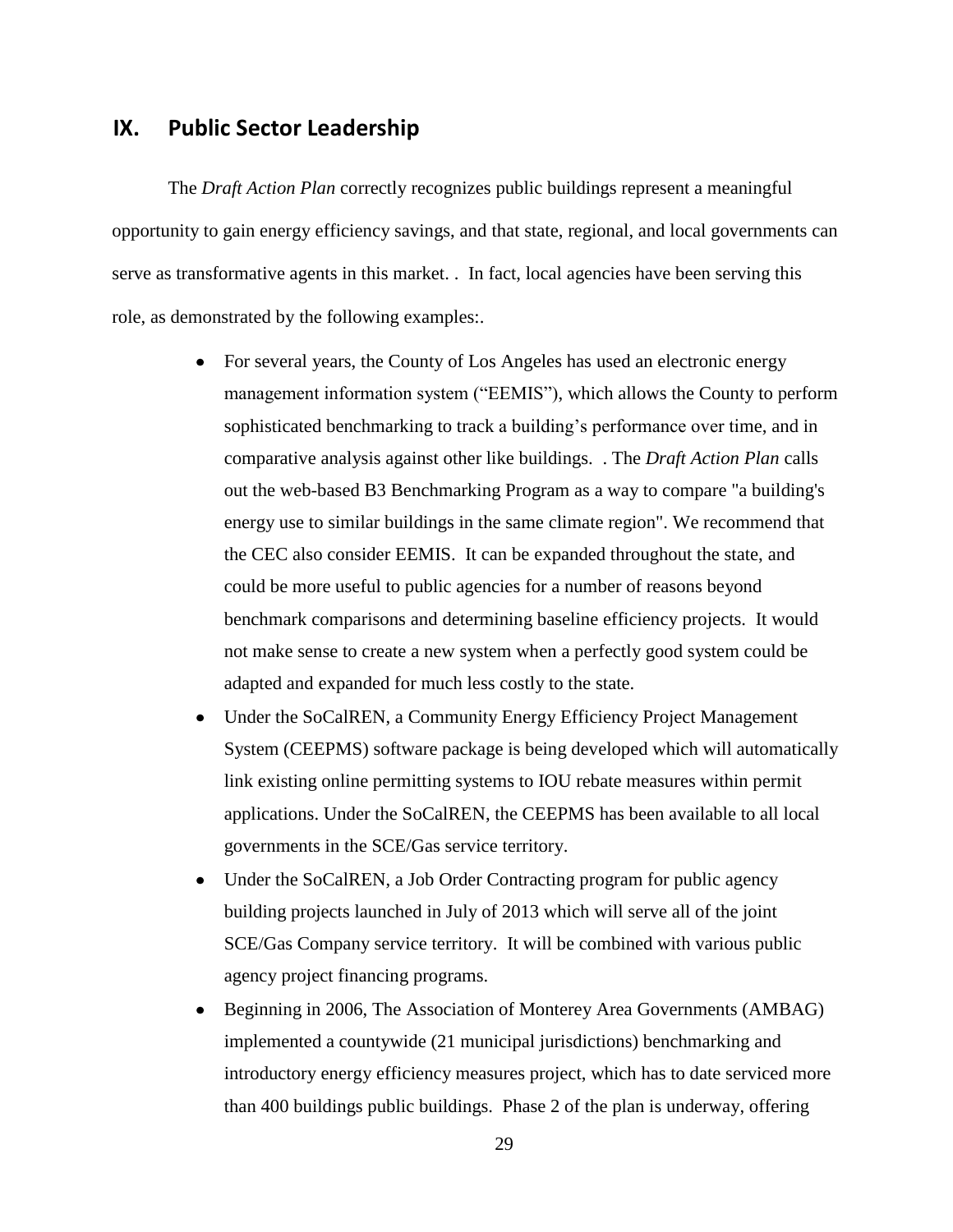## IX. Public Sector Leadership

The *Draft Action Plan* correctly recognizes public buildings represent a meaningful opportunity to gain energy efficiency savings, and that state, regional, and local governments can serve as transformative agents in this market. . In fact, local agencies have been serving this role, as demonstrated by the following examples:.

- For several years, the County of Los Angeles has used an electronic energy management information system ("EEMIS"), which allows the County to perform sophisticated benchmarking to track a building's performance over time, and in comparative analysis against other like buildings. . The *Draft Action Plan* calls out the web-based B3 Benchmarking Program as a way to compare "a building's energy use to similar buildings in the same climate region". We recommend that the CEC also consider EEMIS. It can be expanded throughout the state, and could be more useful to public agencies for a number of reasons beyond benchmark comparisons and determining baseline efficiency projects. It would not make sense to create a new system when a perfectly good system could be adapted and expanded for much less costly to the state.
- Under the SoCalREN, a Community Energy Efficiency Project Management System (CEEPMS) software package is being developed which will automatically link existing online permitting systems to IOU rebate measures within permit applications. Under the SoCalREN, the CEEPMS has been available to all local governments in the SCE/Gas service territory.
- Under the SoCalREN, a Job Order Contracting program for public agency building projects launched in July of 2013 which will serve all of the joint SCE/Gas Company service territory. It will be combined with various public agency project financing programs.
- Beginning in 2006, The Association of Monterey Area Governments (AMBAG) implemented a countywide (21 municipal jurisdictions) benchmarking and introductory energy efficiency measures project, which has to date serviced more than 400 buildings public buildings. Phase 2 of the plan is underway, offering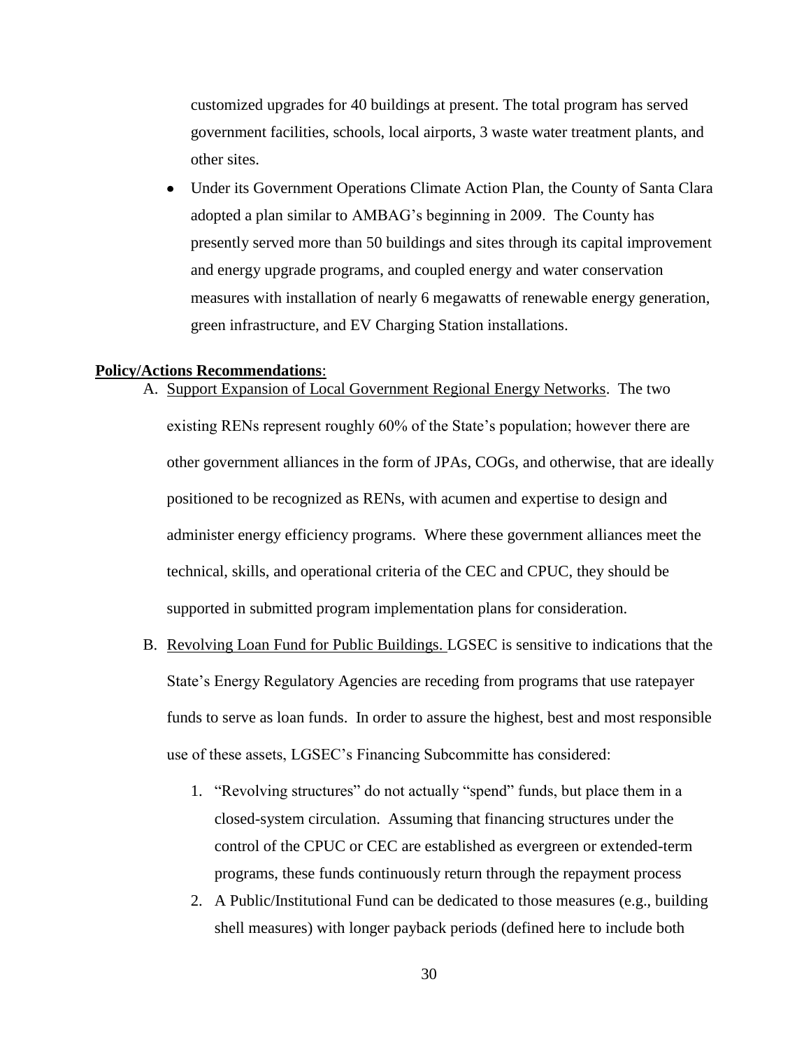customized upgrades for 40 buildings at present. The total program has served government facilities, schools, local airports, 3 waste water treatment plants, and other sites.

- Under its Government Operations Climate Action Plan, the County of Santa Clara adopted a plan similar to AMBAG's beginning in 2009. The County has presently served more than 50 buildings and sites through its capital improvement and energy upgrade programs, and coupled energy and water conservation measures with installation of nearly 6 megawatts of renewable energy generation, green infrastructure, and EV Charging Station installations.

**Policy/Actions Recommendations**:

A. Support Expansion of Local Government Regional Energy Networks. The two existing RENs represent roughly 60% of the State's population; however there are other government alliances in the form of JPAs, COGs, and otherwise, that are ideally positioned to be recognized as RENs, with acumen and expertise to design and administer energy efficiency programs. Where these government alliances meet the technical, skills, and operational criteria of the CEC and CPUC, they should be supported in submitted program implementation plans for consideration.

B. Revolving Loan Fund for Public Buildings. LGSEC is sensitive to indications that the State's Energy Regulatory Agencies are receding from programs that use ratepayer funds to serve as loan funds. In order to assure the highest, best and most responsible use of these assets, LGSEC's Financing Subcommitte has considered:

   1. "Revolving structures" do not actually "spend" funds, but place them in a closed-system circulation. Assuming that financing structures under the control of the CPUC or CEC are established as evergreen or extended-term programs, these funds continuously return through the repayment process
   2. A Public/Institutional Fund can be dedicated to those measures (e.g., building shell measures) with longer payback periods (defined here to include both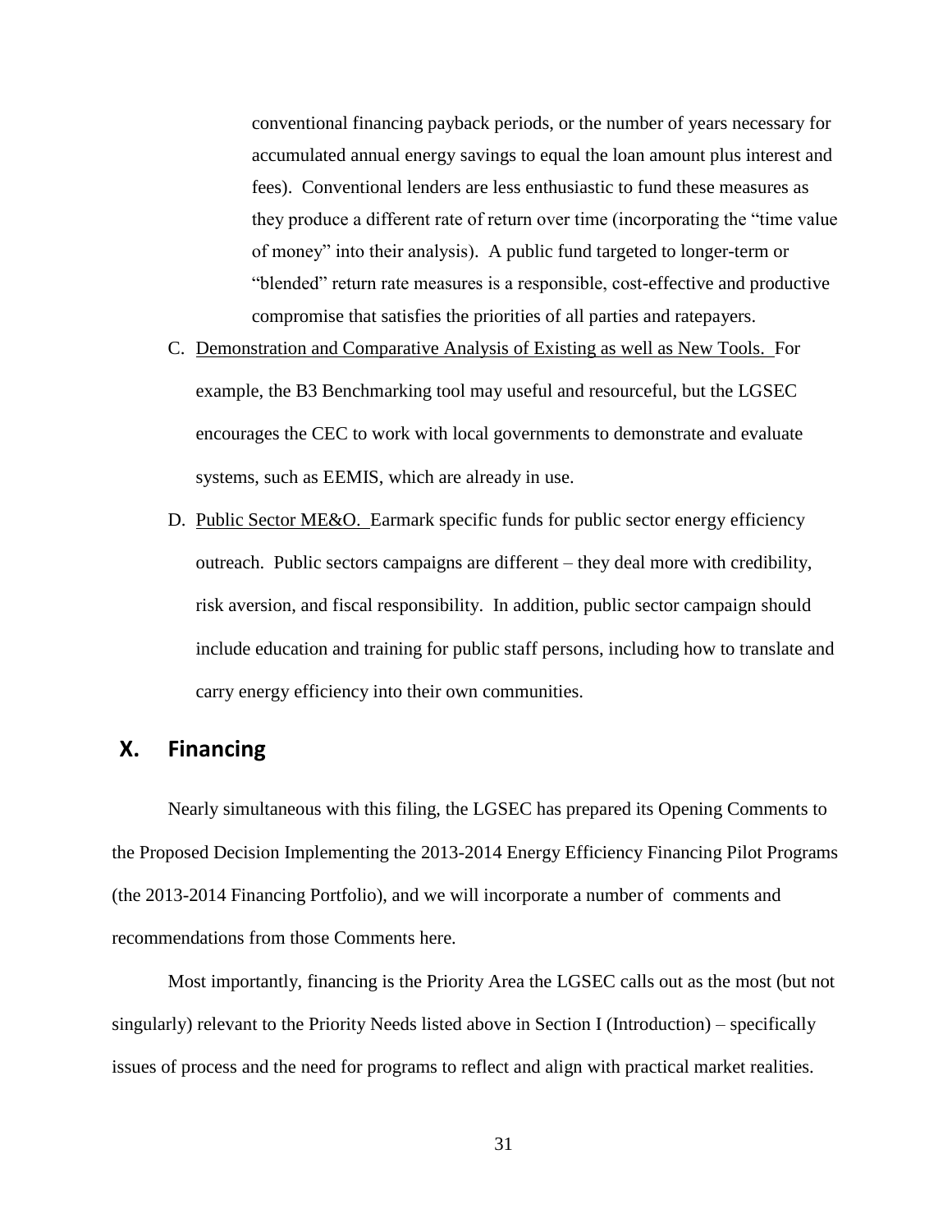conventional financing payback periods, or the number of years necessary for accumulated annual energy savings to equal the loan amount plus interest and fees). Conventional lenders are less enthusiastic to fund these measures as they produce a different rate of return over time (incorporating the "time value of money" into their analysis). A public fund targeted to longer-term or "blended" return rate measures is a responsible, cost-effective and productive compromise that satisfies the priorities of all parties and ratepayers.

C. <u>Demonstration and Comparative Analysis of Existing as well as New Tools.</u> For example, the B3 Benchmarking tool may useful and resourceful, but the LGSEC encourages the CEC to work with local governments to demonstrate and evaluate systems, such as EEMIS, which are already in use.

D. <u>Public Sector ME&O.</u> Earmark specific funds for public sector energy efficiency outreach. Public sectors campaigns are different – they deal more with credibility, risk aversion, and fiscal responsibility. In addition, public sector campaign should include education and training for public staff persons, including how to translate and carry energy efficiency into their own communities.

## X. Financing

Nearly simultaneous with this filing, the LGSEC has prepared its Opening Comments to the Proposed Decision Implementing the 2013-2014 Energy Efficiency Financing Pilot Programs (the 2013-2014 Financing Portfolio), and we will incorporate a number of comments and recommendations from those Comments here.

Most importantly, financing is the Priority Area the LGSEC calls out as the most (but not singularly) relevant to the Priority Needs listed above in Section I (Introduction) – specifically issues of process and the need for programs to reflect and align with practical market realities.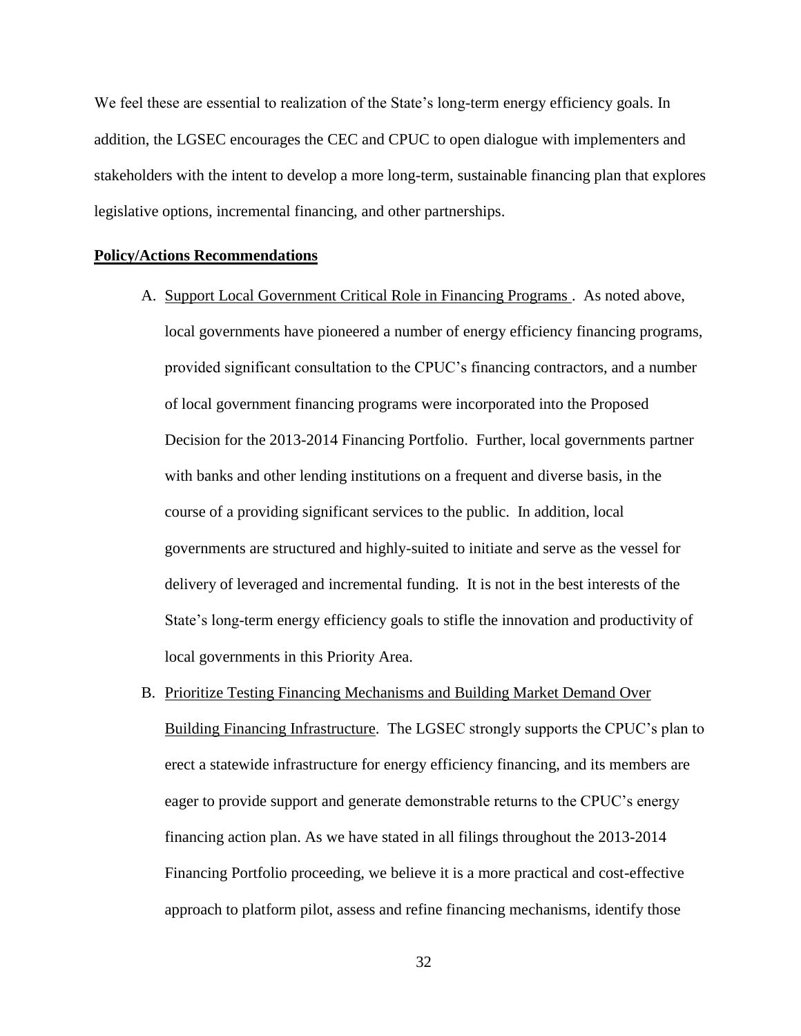We feel these are essential to realization of the State's long-term energy efficiency goals. In addition, the LGSEC encourages the CEC and CPUC to open dialogue with implementers and stakeholders with the intent to develop a more long-term, sustainable financing plan that explores legislative options, incremental financing, and other partnerships.

**Policy/Actions Recommendations**

A. Support Local Government Critical Role in Financing Programs . As noted above, local governments have pioneered a number of energy efficiency financing programs, provided significant consultation to the CPUC's financing contractors, and a number of local government financing programs were incorporated into the Proposed Decision for the 2013-2014 Financing Portfolio. Further, local governments partner with banks and other lending institutions on a frequent and diverse basis, in the course of a providing significant services to the public. In addition, local governments are structured and highly-suited to initiate and serve as the vessel for delivery of leveraged and incremental funding. It is not in the best interests of the State's long-term energy efficiency goals to stifle the innovation and productivity of local governments in this Priority Area.

B. Prioritize Testing Financing Mechanisms and Building Market Demand Over Building Financing Infrastructure. The LGSEC strongly supports the CPUC's plan to erect a statewide infrastructure for energy efficiency financing, and its members are eager to provide support and generate demonstrable returns to the CPUC's energy financing action plan. As we have stated in all filings throughout the 2013-2014 Financing Portfolio proceeding, we believe it is a more practical and cost-effective approach to platform pilot, assess and refine financing mechanisms, identify those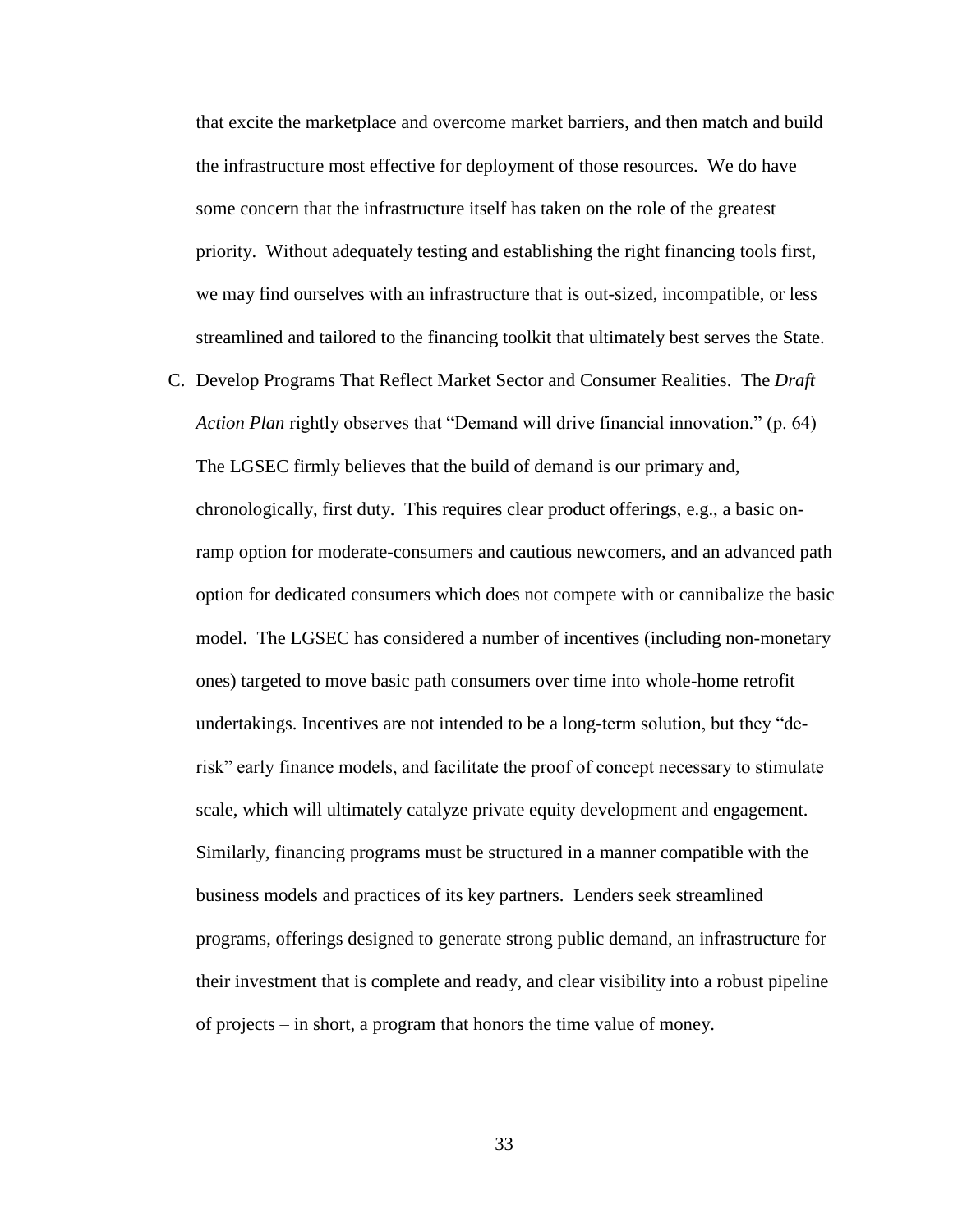that excite the marketplace and overcome market barriers, and then match and build the infrastructure most effective for deployment of those resources. We do have some concern that the infrastructure itself has taken on the role of the greatest priority. Without adequately testing and establishing the right financing tools first, we may find ourselves with an infrastructure that is out-sized, incompatible, or less streamlined and tailored to the financing toolkit that ultimately best serves the State.

C. Develop Programs That Reflect Market Sector and Consumer Realities. The *Draft Action Plan* rightly observes that "Demand will drive financial innovation." (p. 64) The LGSEC firmly believes that the build of demand is our primary and, chronologically, first duty. This requires clear product offerings, e.g., a basic on-ramp option for moderate-consumers and cautious newcomers, and an advanced path option for dedicated consumers which does not compete with or cannibalize the basic model. The LGSEC has considered a number of incentives (including non-monetary ones) targeted to move basic path consumers over time into whole-home retrofit undertakings. Incentives are not intended to be a long-term solution, but they "de-risk" early finance models, and facilitate the proof of concept necessary to stimulate scale, which will ultimately catalyze private equity development and engagement. Similarly, financing programs must be structured in a manner compatible with the business models and practices of its key partners. Lenders seek streamlined programs, offerings designed to generate strong public demand, an infrastructure for their investment that is complete and ready, and clear visibility into a robust pipeline of projects – in short, a program that honors the time value of money.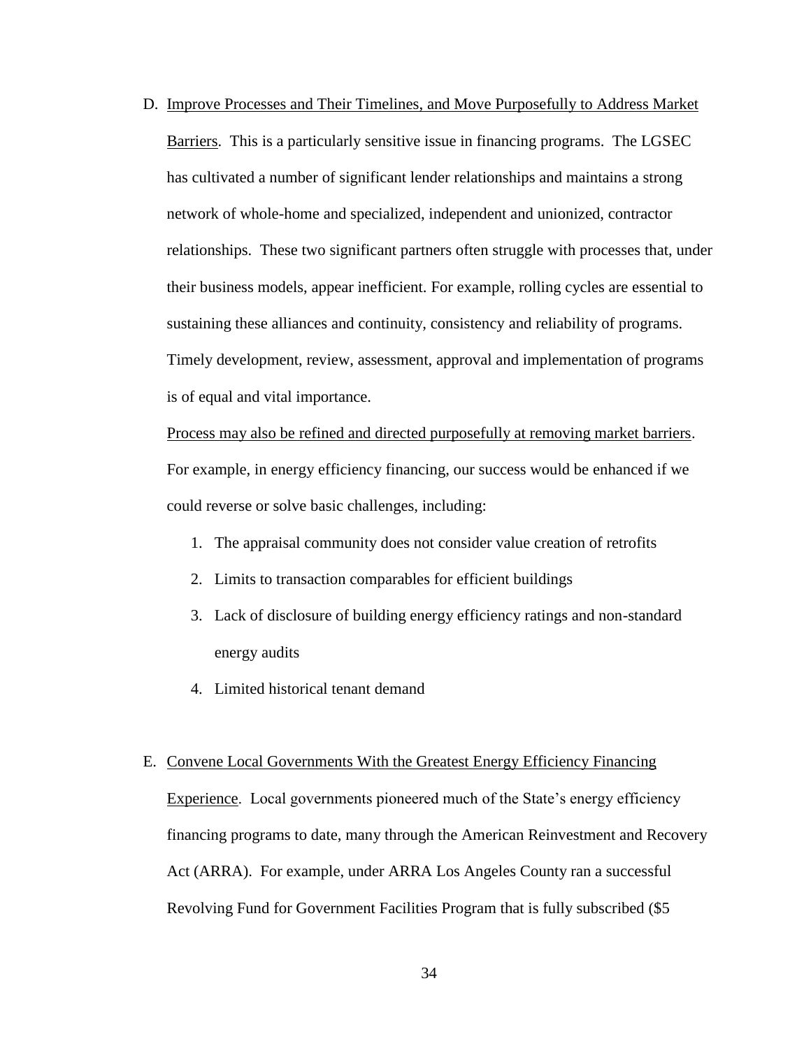D. Improve Processes and Their Timelines, and Move Purposefully to Address Market Barriers. This is a particularly sensitive issue in financing programs. The LGSEC has cultivated a number of significant lender relationships and maintains a strong network of whole-home and specialized, independent and unionized, contractor relationships. These two significant partners often struggle with processes that, under their business models, appear inefficient. For example, rolling cycles are essential to sustaining these alliances and continuity, consistency and reliability of programs. Timely development, review, assessment, approval and implementation of programs is of equal and vital importance.

   Process may also be refined and directed purposefully at removing market barriers. For example, in energy efficiency financing, our success would be enhanced if we could reverse or solve basic challenges, including:

   1. The appraisal community does not consider value creation of retrofits
   2. Limits to transaction comparables for efficient buildings
   3. Lack of disclosure of building energy efficiency ratings and non-standard energy audits
   4. Limited historical tenant demand

E. Convene Local Governments With the Greatest Energy Efficiency Financing Experience. Local governments pioneered much of the State's energy efficiency financing programs to date, many through the American Reinvestment and Recovery Act (ARRA). For example, under ARRA Los Angeles County ran a successful Revolving Fund for Government Facilities Program that is fully subscribed ($5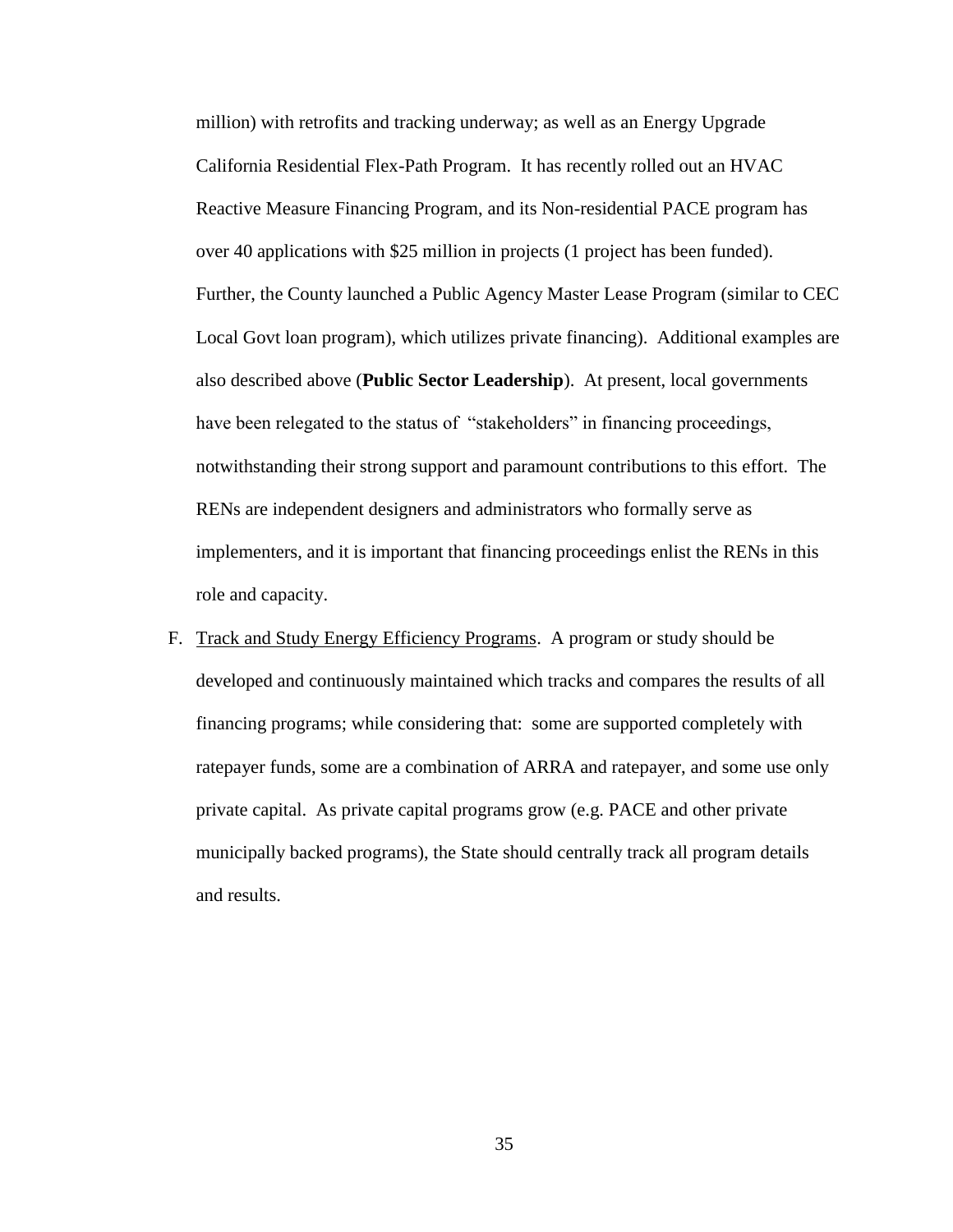million) with retrofits and tracking underway; as well as an Energy Upgrade California Residential Flex-Path Program. It has recently rolled out an HVAC Reactive Measure Financing Program, and its Non-residential PACE program has over 40 applications with $25 million in projects (1 project has been funded). Further, the County launched a Public Agency Master Lease Program (similar to CEC Local Govt loan program), which utilizes private financing). Additional examples are also described above (**Public Sector Leadership**). At present, local governments have been relegated to the status of "stakeholders" in financing proceedings, notwithstanding their strong support and paramount contributions to this effort. The RENs are independent designers and administrators who formally serve as implementers, and it is important that financing proceedings enlist the RENs in this role and capacity.

F. <u>Track and Study Energy Efficiency Programs</u>. A program or study should be developed and continuously maintained which tracks and compares the results of all financing programs; while considering that: some are supported completely with ratepayer funds, some are a combination of ARRA and ratepayer, and some use only private capital. As private capital programs grow (e.g. PACE and other private municipally backed programs), the State should centrally track all program details and results.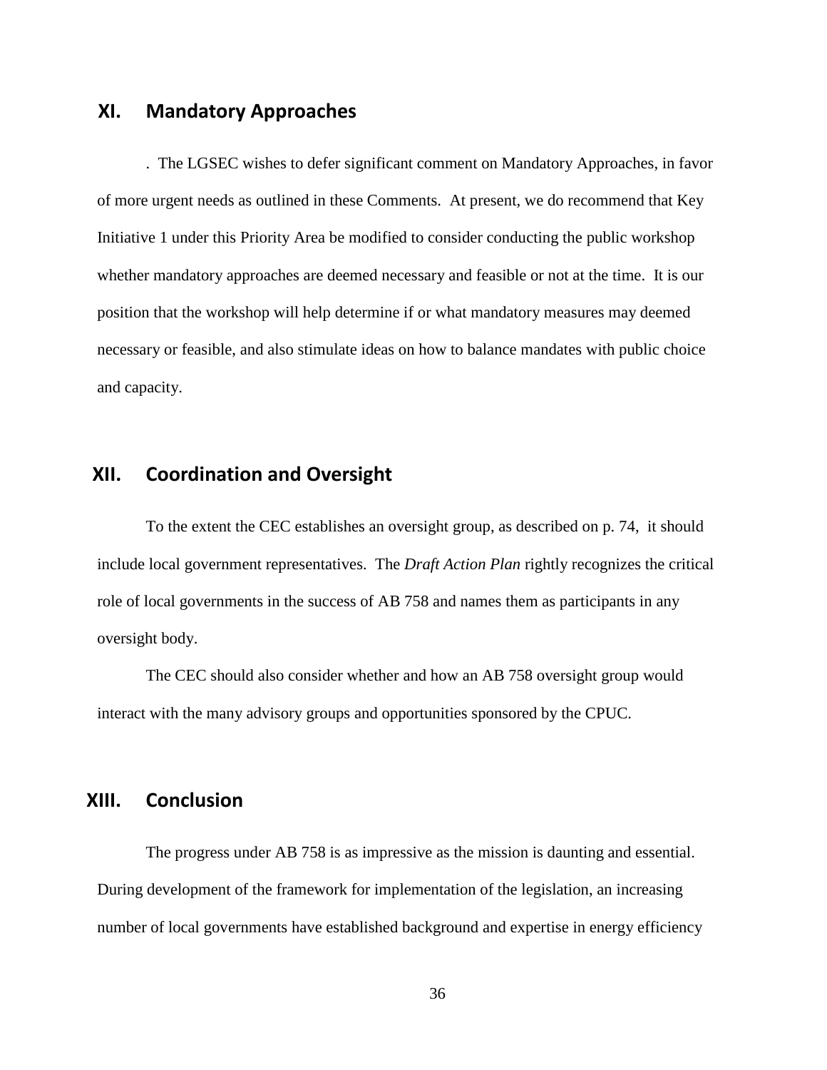## XI. Mandatory Approaches

. The LGSEC wishes to defer significant comment on Mandatory Approaches, in favor of more urgent needs as outlined in these Comments. At present, we do recommend that Key Initiative 1 under this Priority Area be modified to consider conducting the public workshop whether mandatory approaches are deemed necessary and feasible or not at the time. It is our position that the workshop will help determine if or what mandatory measures may deemed necessary or feasible, and also stimulate ideas on how to balance mandates with public choice and capacity.

## XII. Coordination and Oversight

To the extent the CEC establishes an oversight group, as described on p. 74, it should include local government representatives. The *Draft Action Plan* rightly recognizes the critical role of local governments in the success of AB 758 and names them as participants in any oversight body.

The CEC should also consider whether and how an AB 758 oversight group would interact with the many advisory groups and opportunities sponsored by the CPUC.

## XIII. Conclusion

The progress under AB 758 is as impressive as the mission is daunting and essential. During development of the framework for implementation of the legislation, an increasing number of local governments have established background and expertise in energy efficiency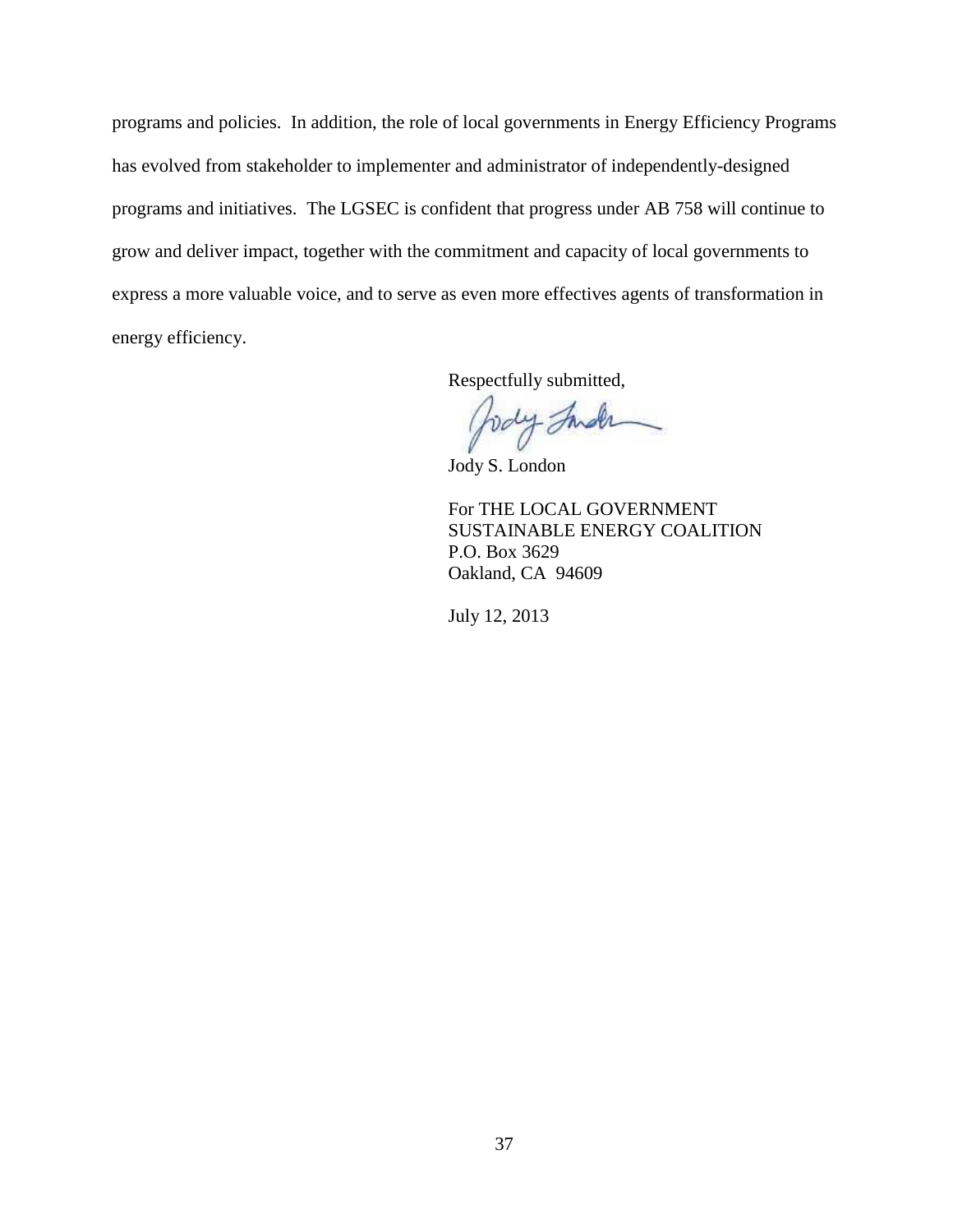programs and policies. In addition, the role of local governments in Energy Efficiency Programs has evolved from stakeholder to implementer and administrator of independently-designed programs and initiatives. The LGSEC is confident that progress under AB 758 will continue to grow and deliver impact, together with the commitment and capacity of local governments to express a more valuable voice, and to serve as even more effectives agents of transformation in energy efficiency.

Respectfully submitted,

Jody S. London

For THE LOCAL GOVERNMENT
SUSTAINABLE ENERGY COALITION
P.O. Box 3629
Oakland, CA 94609

July 12, 2013